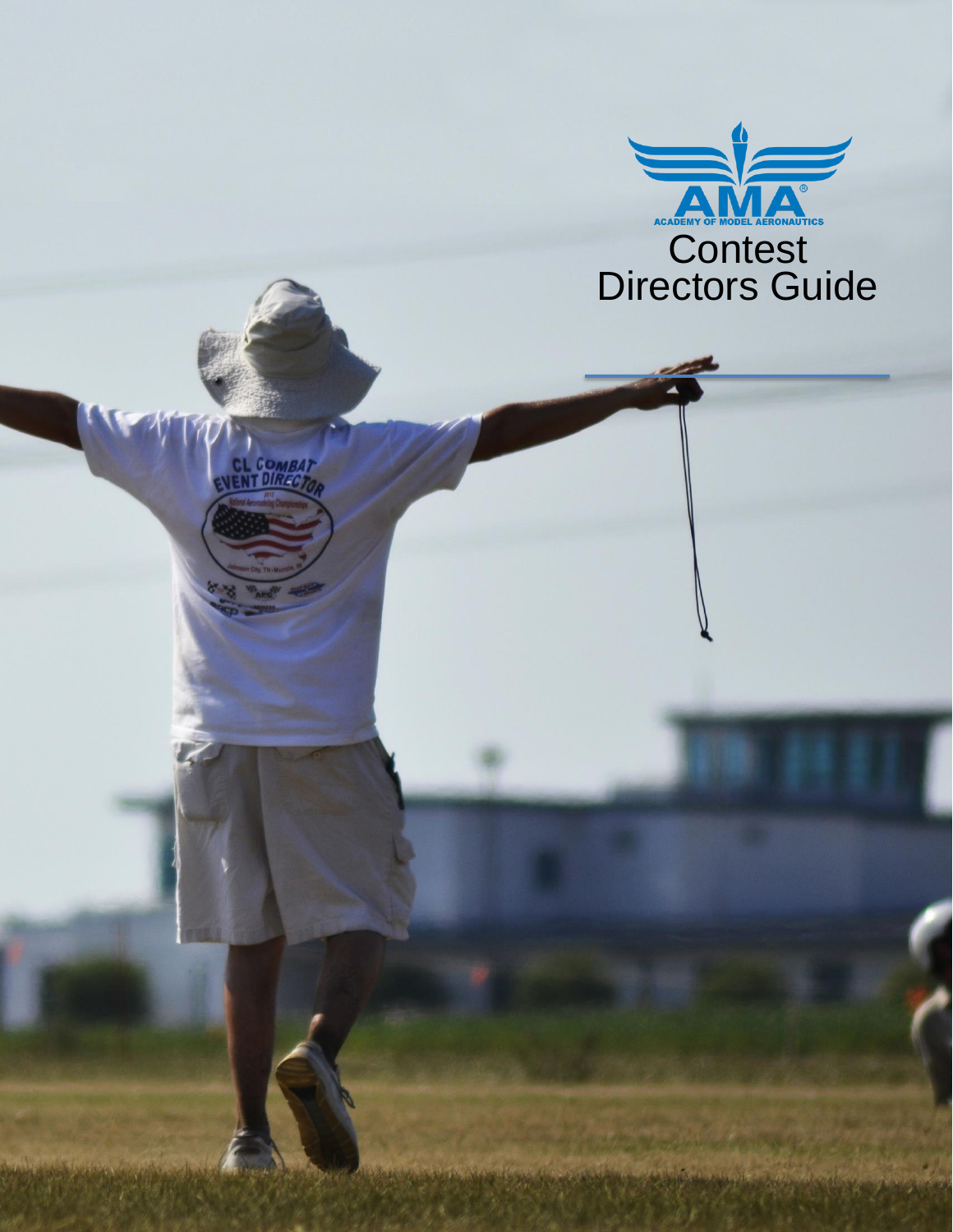AMA ACADEMY OF MODEL AERONAUTICS

# Contest Directors Guide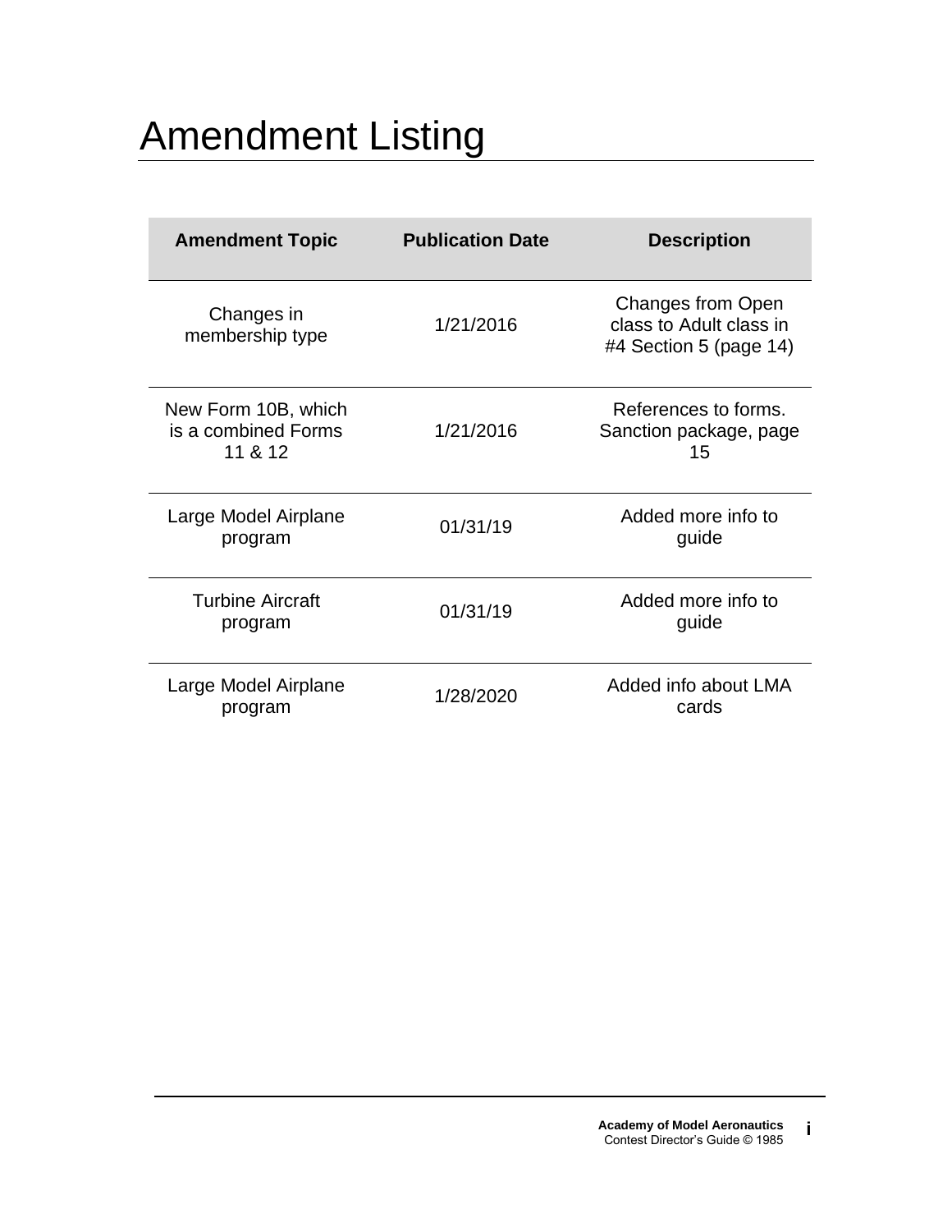# Amendment Listing

| Amendment Topic | Publication Date | Description |
|---|---|---|
| Changes in membership type | 1/21/2016 | Changes from Open class to Adult class in #4 Section 5 (page 14) |
| New Form 10B, which is a combined Forms 11 & 12 | 1/21/2016 | References to forms. Sanction package, page 15 |
| Large Model Airplane program | 01/31/19 | Added more info to guide |
| Turbine Aircraft program | 01/31/19 | Added more info to guide |
| Large Model Airplane program | 1/28/2020 | Added info about LMA cards |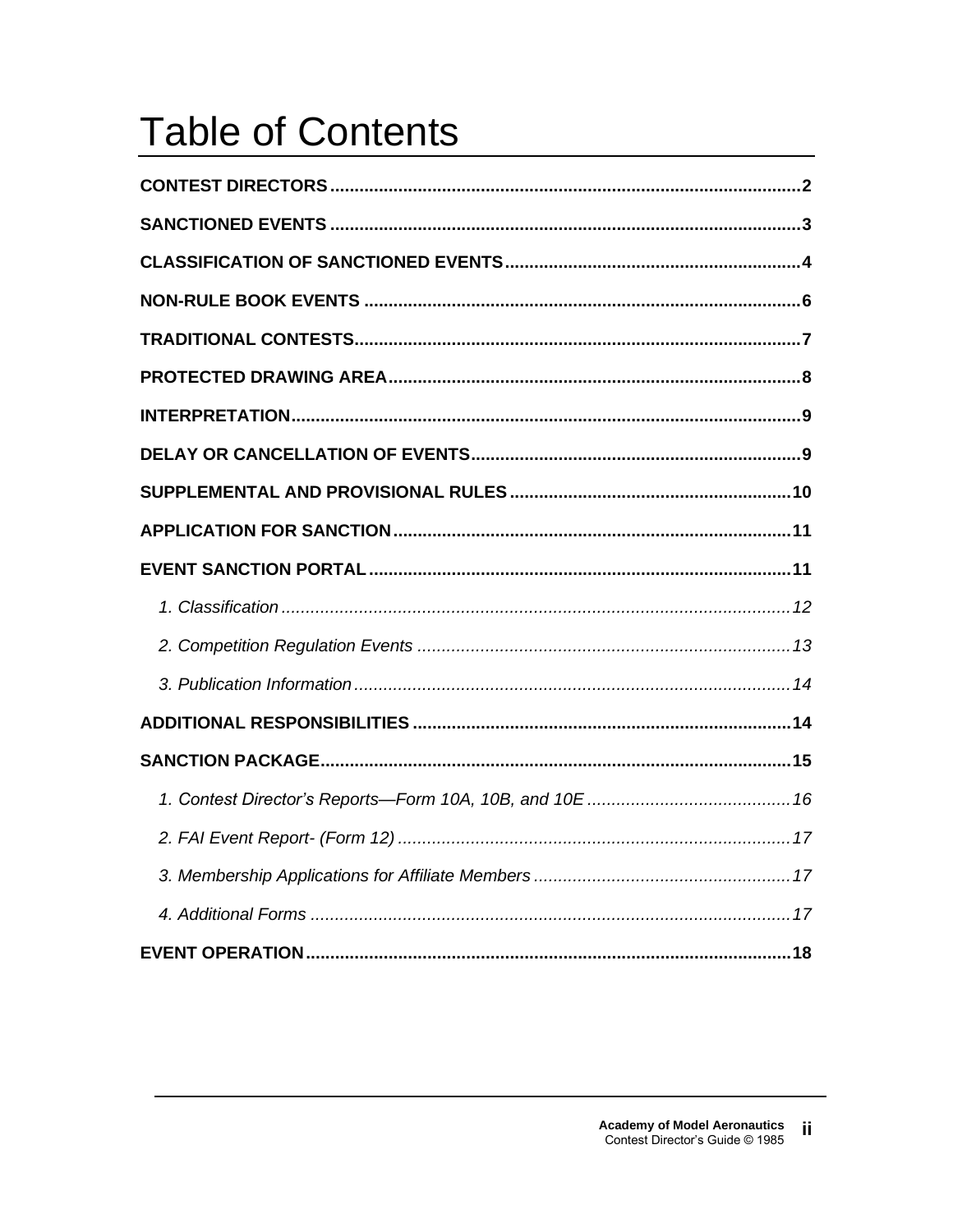# Table of Contents

**CONTEST DIRECTORS** .......... **2**

**SANCTIONED EVENTS** .......... **3**

**CLASSIFICATION OF SANCTIONED EVENTS** .......... **4**

**NON-RULE BOOK EVENTS** .......... **6**

**TRADITIONAL CONTESTS** .......... **7**

**PROTECTED DRAWING AREA** .......... **8**

**INTERPRETATION** .......... **9**

**DELAY OR CANCELLATION OF EVENTS** .......... **9**

**SUPPLEMENTAL AND PROVISIONAL RULES** .......... **10**

**APPLICATION FOR SANCTION** .......... **11**

**EVENT SANCTION PORTAL** .......... **11**

*1. Classification* .......... *12*

*2. Competition Regulation Events* .......... *13*

*3. Publication Information* .......... *14*

**ADDITIONAL RESPONSIBILITIES** .......... **14**

**SANCTION PACKAGE** .......... **15**

*1. Contest Director's Reports—Form 10A, 10B, and 10E* .......... *16*

*2. FAI Event Report- (Form 12)* .......... *17*

*3. Membership Applications for Affiliate Members* .......... *17*

*4. Additional Forms* .......... *17*

**EVENT OPERATION** .......... **18**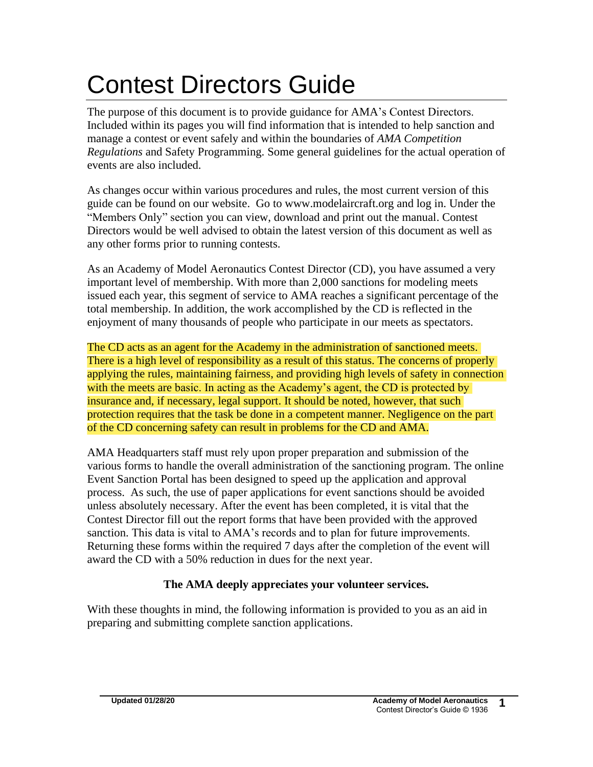# Contest Directors Guide

The purpose of this document is to provide guidance for AMA's Contest Directors. Included within its pages you will find information that is intended to help sanction and manage a contest or event safely and within the boundaries of *AMA Competition Regulations* and Safety Programming. Some general guidelines for the actual operation of events are also included.

As changes occur within various procedures and rules, the most current version of this guide can be found on our website. Go to www.modelaircraft.org and log in. Under the "Members Only" section you can view, download and print out the manual. Contest Directors would be well advised to obtain the latest version of this document as well as any other forms prior to running contests.

As an Academy of Model Aeronautics Contest Director (CD), you have assumed a very important level of membership. With more than 2,000 sanctions for modeling meets issued each year, this segment of service to AMA reaches a significant percentage of the total membership. In addition, the work accomplished by the CD is reflected in the enjoyment of many thousands of people who participate in our meets as spectators.

The CD acts as an agent for the Academy in the administration of sanctioned meets. There is a high level of responsibility as a result of this status. The concerns of properly applying the rules, maintaining fairness, and providing high levels of safety in connection with the meets are basic. In acting as the Academy's agent, the CD is protected by insurance and, if necessary, legal support. It should be noted, however, that such protection requires that the task be done in a competent manner. Negligence on the part of the CD concerning safety can result in problems for the CD and AMA.

AMA Headquarters staff must rely upon proper preparation and submission of the various forms to handle the overall administration of the sanctioning program. The online Event Sanction Portal has been designed to speed up the application and approval process. As such, the use of paper applications for event sanctions should be avoided unless absolutely necessary. After the event has been completed, it is vital that the Contest Director fill out the report forms that have been provided with the approved sanction. This data is vital to AMA's records and to plan for future improvements. Returning these forms within the required 7 days after the completion of the event will award the CD with a 50% reduction in dues for the next year.

**The AMA deeply appreciates your volunteer services.**

With these thoughts in mind, the following information is provided to you as an aid in preparing and submitting complete sanction applications.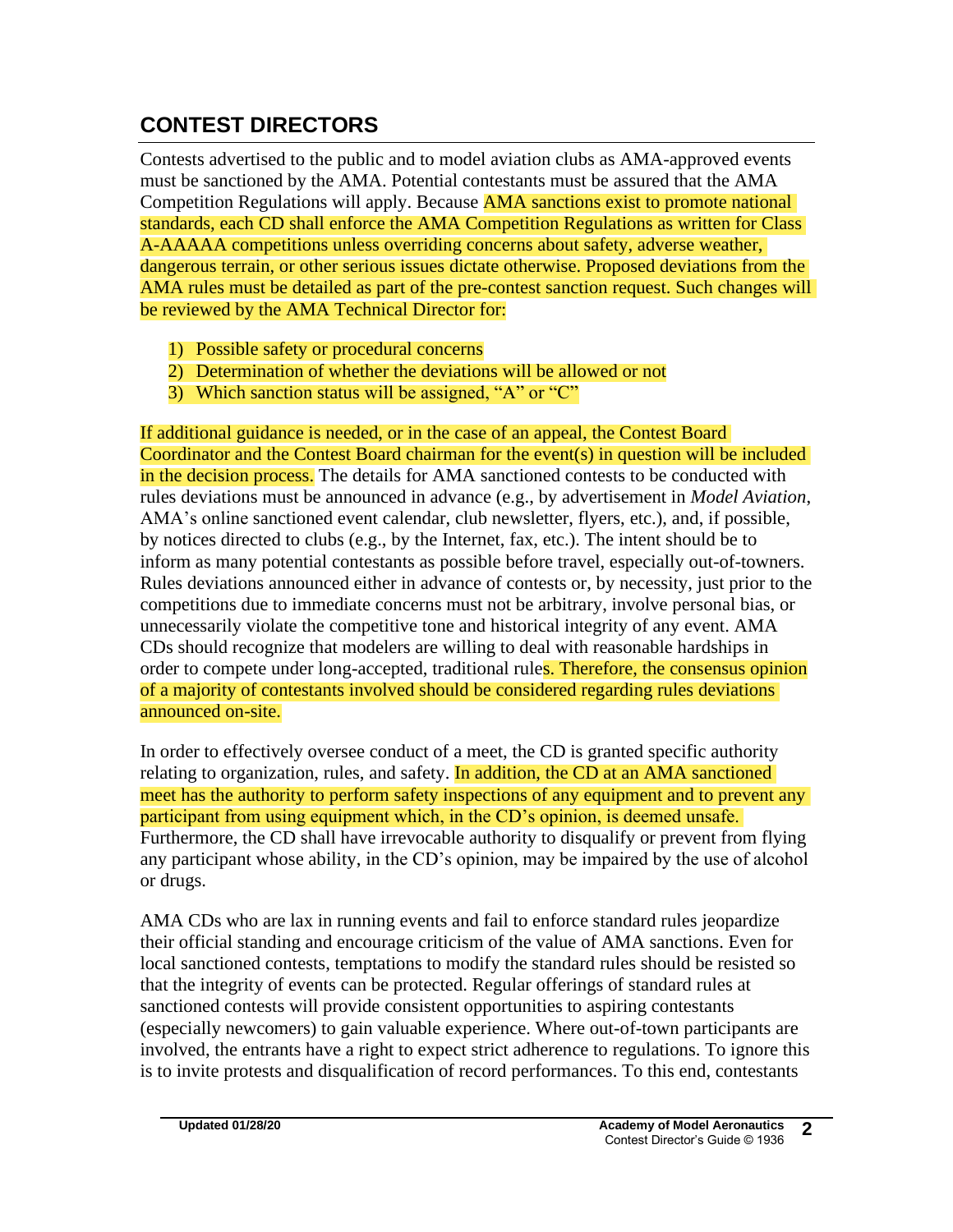## CONTEST DIRECTORS

Contests advertised to the public and to model aviation clubs as AMA-approved events must be sanctioned by the AMA. Potential contestants must be assured that the AMA Competition Regulations will apply. Because AMA sanctions exist to promote national standards, each CD shall enforce the AMA Competition Regulations as written for Class A-AAAAA competitions unless overriding concerns about safety, adverse weather, dangerous terrain, or other serious issues dictate otherwise. Proposed deviations from the AMA rules must be detailed as part of the pre-contest sanction request. Such changes will be reviewed by the AMA Technical Director for:

1) Possible safety or procedural concerns
2) Determination of whether the deviations will be allowed or not
3) Which sanction status will be assigned, "A" or "C"

If additional guidance is needed, or in the case of an appeal, the Contest Board Coordinator and the Contest Board chairman for the event(s) in question will be included in the decision process. The details for AMA sanctioned contests to be conducted with rules deviations must be announced in advance (e.g., by advertisement in *Model Aviation*, AMA's online sanctioned event calendar, club newsletter, flyers, etc.), and, if possible, by notices directed to clubs (e.g., by the Internet, fax, etc.). The intent should be to inform as many potential contestants as possible before travel, especially out-of-towners. Rules deviations announced either in advance of contests or, by necessity, just prior to the competitions due to immediate concerns must not be arbitrary, involve personal bias, or unnecessarily violate the competitive tone and historical integrity of any event. AMA CDs should recognize that modelers are willing to deal with reasonable hardships in order to compete under long-accepted, traditional rules. Therefore, the consensus opinion of a majority of contestants involved should be considered regarding rules deviations announced on-site.

In order to effectively oversee conduct of a meet, the CD is granted specific authority relating to organization, rules, and safety. In addition, the CD at an AMA sanctioned meet has the authority to perform safety inspections of any equipment and to prevent any participant from using equipment which, in the CD's opinion, is deemed unsafe. Furthermore, the CD shall have irrevocable authority to disqualify or prevent from flying any participant whose ability, in the CD's opinion, may be impaired by the use of alcohol or drugs.

AMA CDs who are lax in running events and fail to enforce standard rules jeopardize their official standing and encourage criticism of the value of AMA sanctions. Even for local sanctioned contests, temptations to modify the standard rules should be resisted so that the integrity of events can be protected. Regular offerings of standard rules at sanctioned contests will provide consistent opportunities to aspiring contestants (especially newcomers) to gain valuable experience. Where out-of-town participants are involved, the entrants have a right to expect strict adherence to regulations. To ignore this is to invite protests and disqualification of record performances. To this end, contestants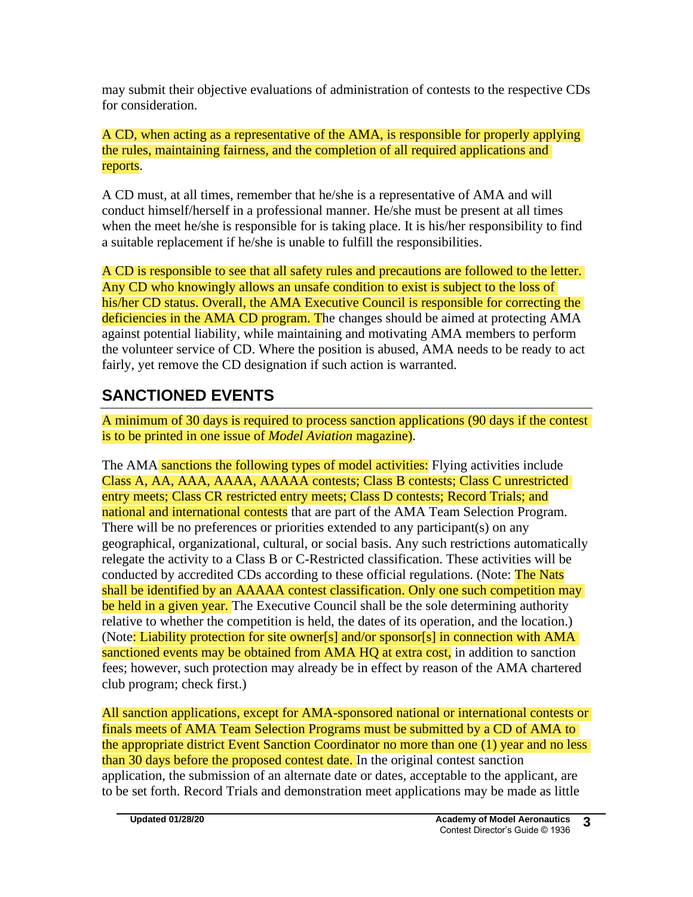may submit their objective evaluations of administration of contests to the respective CDs for consideration.

A CD, when acting as a representative of the AMA, is responsible for properly applying the rules, maintaining fairness, and the completion of all required applications and reports.

A CD must, at all times, remember that he/she is a representative of AMA and will conduct himself/herself in a professional manner. He/she must be present at all times when the meet he/she is responsible for is taking place. It is his/her responsibility to find a suitable replacement if he/she is unable to fulfill the responsibilities.

A CD is responsible to see that all safety rules and precautions are followed to the letter. Any CD who knowingly allows an unsafe condition to exist is subject to the loss of his/her CD status. Overall, the AMA Executive Council is responsible for correcting the deficiencies in the AMA CD program. The changes should be aimed at protecting AMA against potential liability, while maintaining and motivating AMA members to perform the volunteer service of CD. Where the position is abused, AMA needs to be ready to act fairly, yet remove the CD designation if such action is warranted.

## SANCTIONED EVENTS

A minimum of 30 days is required to process sanction applications (90 days if the contest is to be printed in one issue of *Model Aviation* magazine).

The AMA sanctions the following types of model activities: Flying activities include Class A, AA, AAA, AAAA, AAAAA contests; Class B contests; Class C unrestricted entry meets; Class CR restricted entry meets; Class D contests; Record Trials; and national and international contests that are part of the AMA Team Selection Program. There will be no preferences or priorities extended to any participant(s) on any geographical, organizational, cultural, or social basis. Any such restrictions automatically relegate the activity to a Class B or C-Restricted classification. These activities will be conducted by accredited CDs according to these official regulations. (Note: The Nats shall be identified by an AAAAA contest classification. Only one such competition may be held in a given year. The Executive Council shall be the sole determining authority relative to whether the competition is held, the dates of its operation, and the location.) (Note: Liability protection for site owner[s] and/or sponsor[s] in connection with AMA sanctioned events may be obtained from AMA HQ at extra cost, in addition to sanction fees; however, such protection may already be in effect by reason of the AMA chartered club program; check first.)

All sanction applications, except for AMA-sponsored national or international contests or finals meets of AMA Team Selection Programs must be submitted by a CD of AMA to the appropriate district Event Sanction Coordinator no more than one (1) year and no less than 30 days before the proposed contest date. In the original contest sanction application, the submission of an alternate date or dates, acceptable to the applicant, are to be set forth. Record Trials and demonstration meet applications may be made as little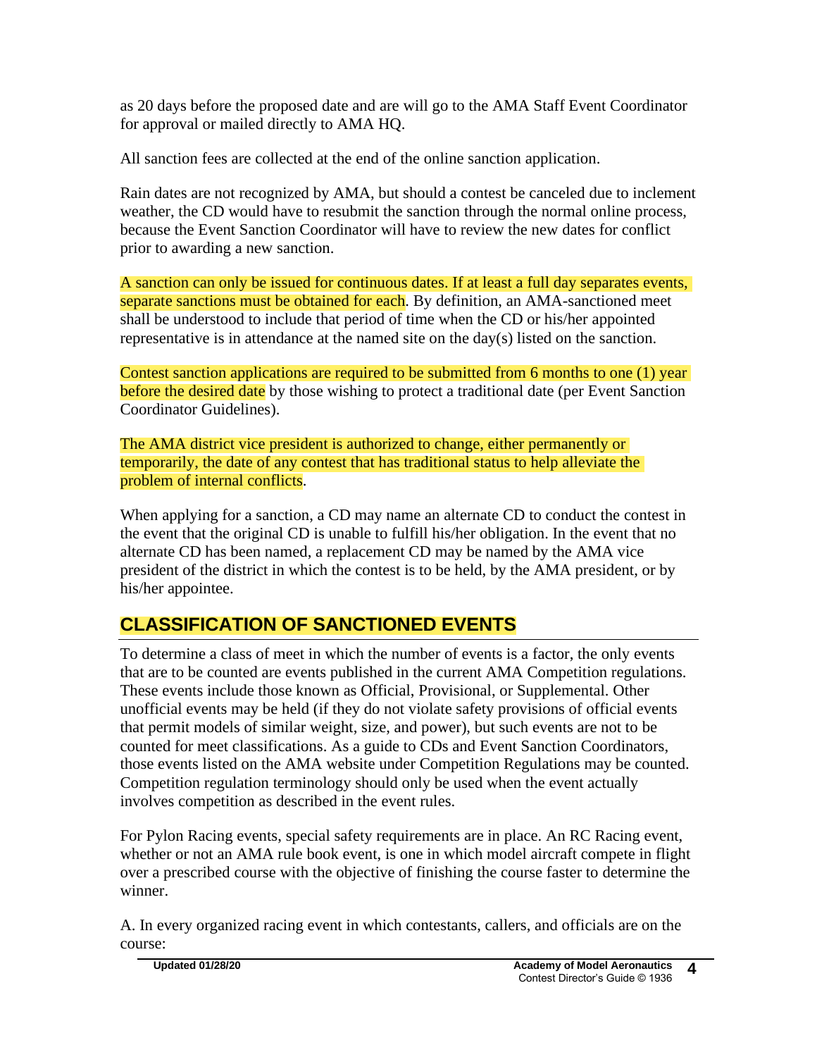as 20 days before the proposed date and are will go to the AMA Staff Event Coordinator for approval or mailed directly to AMA HQ.

All sanction fees are collected at the end of the online sanction application.

Rain dates are not recognized by AMA, but should a contest be canceled due to inclement weather, the CD would have to resubmit the sanction through the normal online process, because the Event Sanction Coordinator will have to review the new dates for conflict prior to awarding a new sanction.

A sanction can only be issued for continuous dates. If at least a full day separates events, separate sanctions must be obtained for each. By definition, an AMA-sanctioned meet shall be understood to include that period of time when the CD or his/her appointed representative is in attendance at the named site on the day(s) listed on the sanction.

Contest sanction applications are required to be submitted from 6 months to one (1) year before the desired date by those wishing to protect a traditional date (per Event Sanction Coordinator Guidelines).

The AMA district vice president is authorized to change, either permanently or temporarily, the date of any contest that has traditional status to help alleviate the problem of internal conflicts.

When applying for a sanction, a CD may name an alternate CD to conduct the contest in the event that the original CD is unable to fulfill his/her obligation. In the event that no alternate CD has been named, a replacement CD may be named by the AMA vice president of the district in which the contest is to be held, by the AMA president, or by his/her appointee.

## CLASSIFICATION OF SANCTIONED EVENTS

To determine a class of meet in which the number of events is a factor, the only events that are to be counted are events published in the current AMA Competition regulations. These events include those known as Official, Provisional, or Supplemental. Other unofficial events may be held (if they do not violate safety provisions of official events that permit models of similar weight, size, and power), but such events are not to be counted for meet classifications. As a guide to CDs and Event Sanction Coordinators, those events listed on the AMA website under Competition Regulations may be counted. Competition regulation terminology should only be used when the event actually involves competition as described in the event rules.

For Pylon Racing events, special safety requirements are in place. An RC Racing event, whether or not an AMA rule book event, is one in which model aircraft compete in flight over a prescribed course with the objective of finishing the course faster to determine the winner.

A. In every organized racing event in which contestants, callers, and officials are on the course: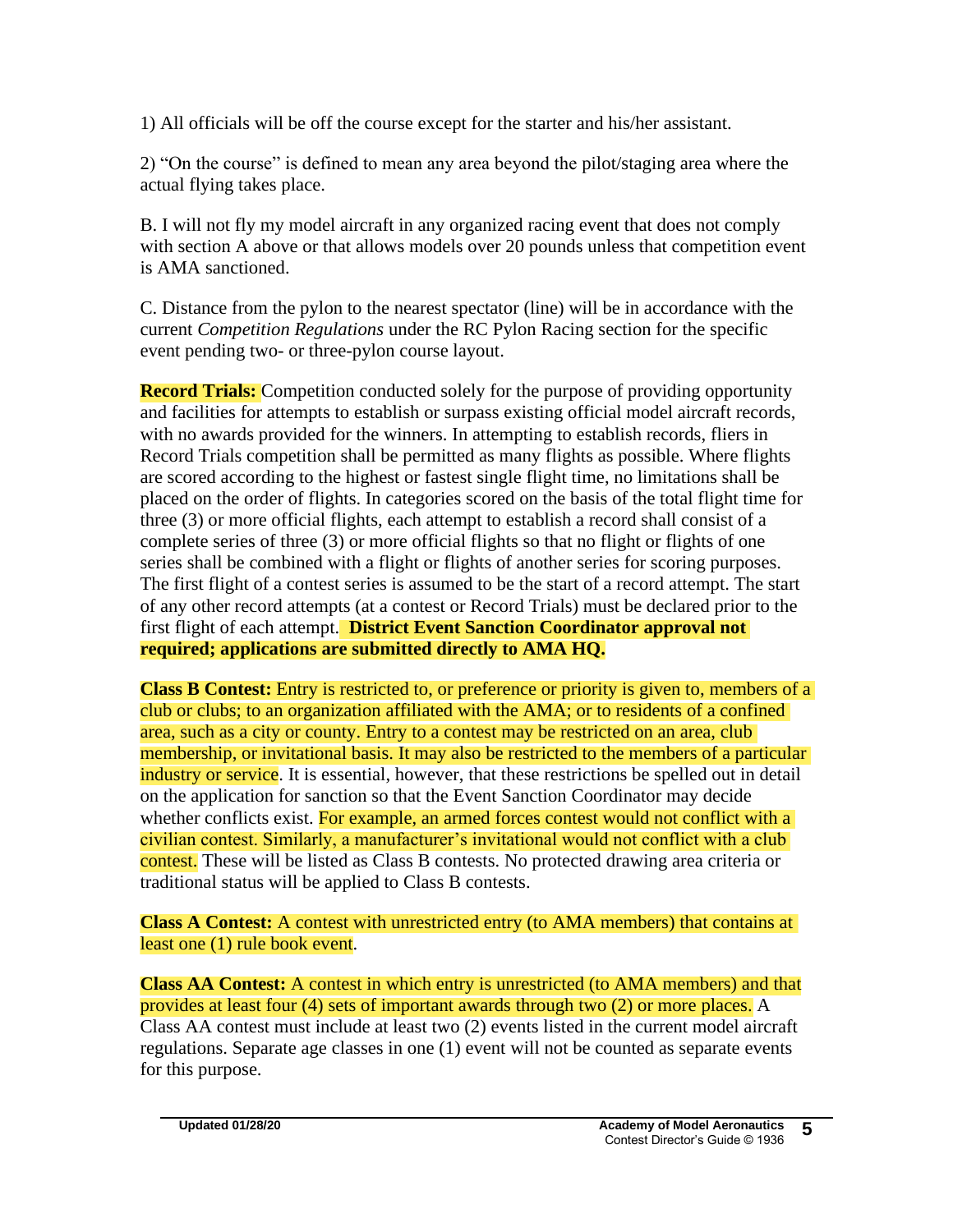1) All officials will be off the course except for the starter and his/her assistant.

2) "On the course" is defined to mean any area beyond the pilot/staging area where the actual flying takes place.

B. I will not fly my model aircraft in any organized racing event that does not comply with section A above or that allows models over 20 pounds unless that competition event is AMA sanctioned.

C. Distance from the pylon to the nearest spectator (line) will be in accordance with the current *Competition Regulations* under the RC Pylon Racing section for the specific event pending two- or three-pylon course layout.

**Record Trials:** Competition conducted solely for the purpose of providing opportunity and facilities for attempts to establish or surpass existing official model aircraft records, with no awards provided for the winners. In attempting to establish records, fliers in Record Trials competition shall be permitted as many flights as possible. Where flights are scored according to the highest or fastest single flight time, no limitations shall be placed on the order of flights. In categories scored on the basis of the total flight time for three (3) or more official flights, each attempt to establish a record shall consist of a complete series of three (3) or more official flights so that no flight or flights of one series shall be combined with a flight or flights of another series for scoring purposes. The first flight of a contest series is assumed to be the start of a record attempt. The start of any other record attempts (at a contest or Record Trials) must be declared prior to the first flight of each attempt. **District Event Sanction Coordinator approval not required; applications are submitted directly to AMA HQ.**

**Class B Contest:** Entry is restricted to, or preference or priority is given to, members of a club or clubs; to an organization affiliated with the AMA; or to residents of a confined area, such as a city or county. Entry to a contest may be restricted on an area, club membership, or invitational basis. It may also be restricted to the members of a particular industry or service. It is essential, however, that these restrictions be spelled out in detail on the application for sanction so that the Event Sanction Coordinator may decide whether conflicts exist. For example, an armed forces contest would not conflict with a civilian contest. Similarly, a manufacturer's invitational would not conflict with a club contest. These will be listed as Class B contests. No protected drawing area criteria or traditional status will be applied to Class B contests.

**Class A Contest:** A contest with unrestricted entry (to AMA members) that contains at least one (1) rule book event.

**Class AA Contest:** A contest in which entry is unrestricted (to AMA members) and that provides at least four (4) sets of important awards through two (2) or more places. A Class AA contest must include at least two (2) events listed in the current model aircraft regulations. Separate age classes in one (1) event will not be counted as separate events for this purpose.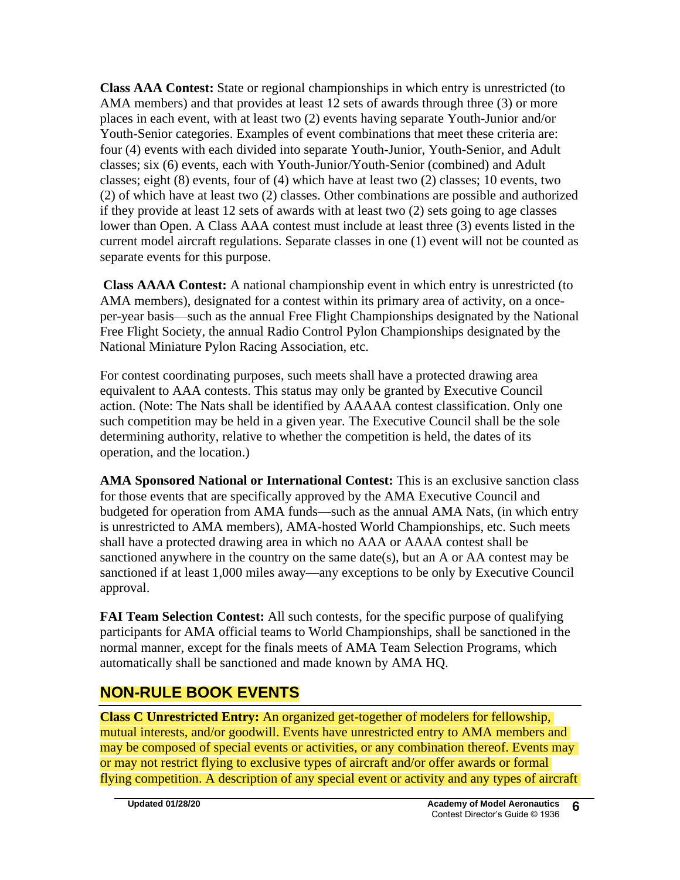**Class AAA Contest:** State or regional championships in which entry is unrestricted (to AMA members) and that provides at least 12 sets of awards through three (3) or more places in each event, with at least two (2) events having separate Youth-Junior and/or Youth-Senior categories. Examples of event combinations that meet these criteria are: four (4) events with each divided into separate Youth-Junior, Youth-Senior, and Adult classes; six (6) events, each with Youth-Junior/Youth-Senior (combined) and Adult classes; eight (8) events, four of (4) which have at least two (2) classes; 10 events, two (2) of which have at least two (2) classes. Other combinations are possible and authorized if they provide at least 12 sets of awards with at least two (2) sets going to age classes lower than Open. A Class AAA contest must include at least three (3) events listed in the current model aircraft regulations. Separate classes in one (1) event will not be counted as separate events for this purpose.

**Class AAAA Contest:** A national championship event in which entry is unrestricted (to AMA members), designated for a contest within its primary area of activity, on a once-per-year basis—such as the annual Free Flight Championships designated by the National Free Flight Society, the annual Radio Control Pylon Championships designated by the National Miniature Pylon Racing Association, etc.

For contest coordinating purposes, such meets shall have a protected drawing area equivalent to AAA contests. This status may only be granted by Executive Council action. (Note: The Nats shall be identified by AAAAA contest classification. Only one such competition may be held in a given year. The Executive Council shall be the sole determining authority, relative to whether the competition is held, the dates of its operation, and the location.)

**AMA Sponsored National or International Contest:** This is an exclusive sanction class for those events that are specifically approved by the AMA Executive Council and budgeted for operation from AMA funds—such as the annual AMA Nats, (in which entry is unrestricted to AMA members), AMA-hosted World Championships, etc. Such meets shall have a protected drawing area in which no AAA or AAAA contest shall be sanctioned anywhere in the country on the same date(s), but an A or AA contest may be sanctioned if at least 1,000 miles away—any exceptions to be only by Executive Council approval.

**FAI Team Selection Contest:** All such contests, for the specific purpose of qualifying participants for AMA official teams to World Championships, shall be sanctioned in the normal manner, except for the finals meets of AMA Team Selection Programs, which automatically shall be sanctioned and made known by AMA HQ.

## NON-RULE BOOK EVENTS

**Class C Unrestricted Entry:** An organized get-together of modelers for fellowship, mutual interests, and/or goodwill. Events have unrestricted entry to AMA members and may be composed of special events or activities, or any combination thereof. Events may or may not restrict flying to exclusive types of aircraft and/or offer awards or formal flying competition. A description of any special event or activity and any types of aircraft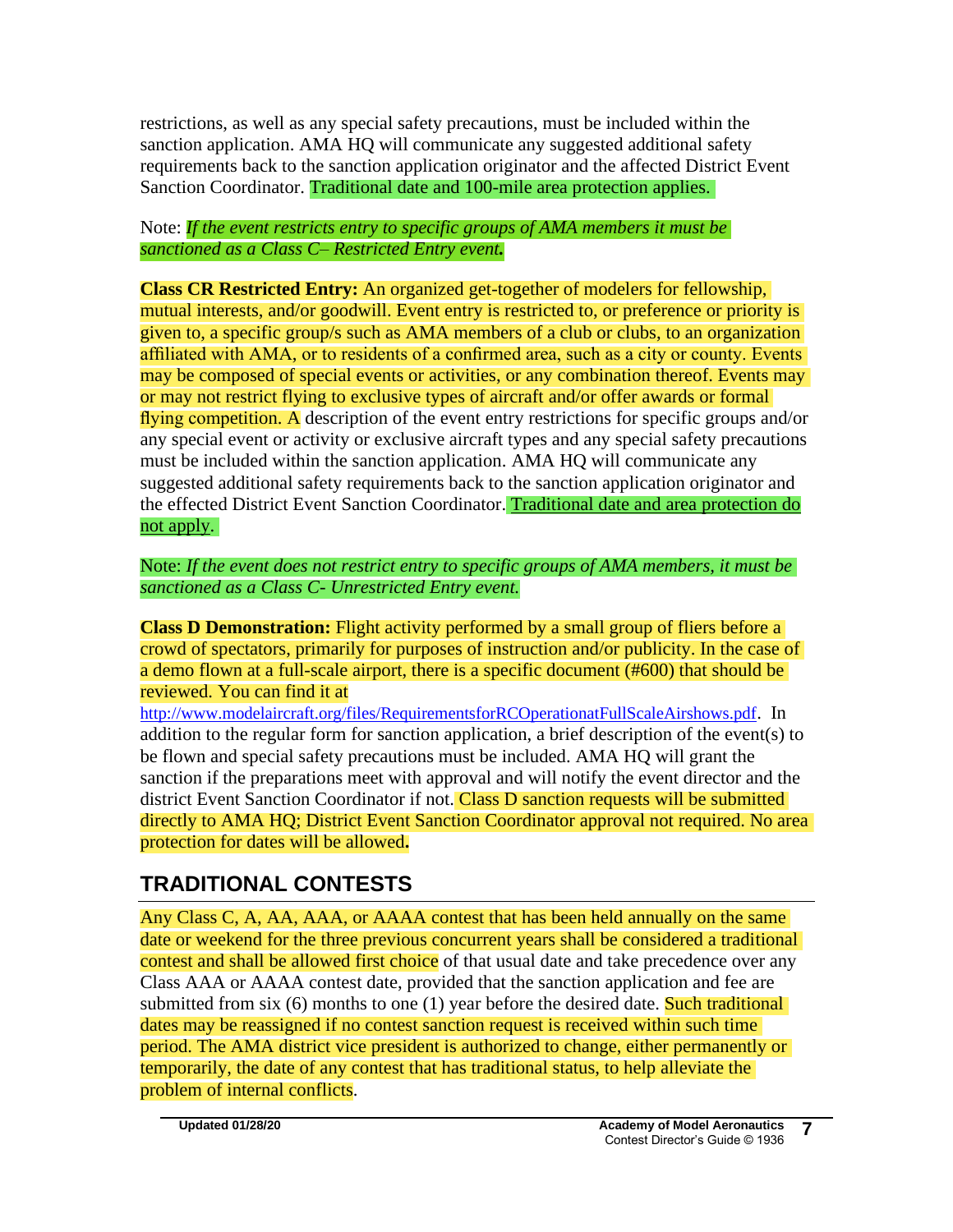restrictions, as well as any special safety precautions, must be included within the sanction application. AMA HQ will communicate any suggested additional safety requirements back to the sanction application originator and the affected District Event Sanction Coordinator. Traditional date and 100-mile area protection applies.

Note: *If the event restricts entry to specific groups of AMA members it must be sanctioned as a Class C– Restricted Entry event.*

**Class CR Restricted Entry:** An organized get-together of modelers for fellowship, mutual interests, and/or goodwill. Event entry is restricted to, or preference or priority is given to, a specific group/s such as AMA members of a club or clubs, to an organization affiliated with AMA, or to residents of a confirmed area, such as a city or county. Events may be composed of special events or activities, or any combination thereof. Events may or may not restrict flying to exclusive types of aircraft and/or offer awards or formal flying competition. A description of the event entry restrictions for specific groups and/or any special event or activity or exclusive aircraft types and any special safety precautions must be included within the sanction application. AMA HQ will communicate any suggested additional safety requirements back to the sanction application originator and the effected District Event Sanction Coordinator. Traditional date and area protection do not apply.

Note: *If the event does not restrict entry to specific groups of AMA members, it must be sanctioned as a Class C- Unrestricted Entry event.*

**Class D Demonstration:** Flight activity performed by a small group of fliers before a crowd of spectators, primarily for purposes of instruction and/or publicity. In the case of a demo flown at a full-scale airport, there is a specific document (#600) that should be reviewed. You can find it at http://www.modelaircraft.org/files/RequirementsforRCOperationatFullScaleAirshows.pdf. In addition to the regular form for sanction application, a brief description of the event(s) to be flown and special safety precautions must be included. AMA HQ will grant the sanction if the preparations meet with approval and will notify the event director and the district Event Sanction Coordinator if not. Class D sanction requests will be submitted directly to AMA HQ; District Event Sanction Coordinator approval not required. No area protection for dates will be allowed**.**

## TRADITIONAL CONTESTS

Any Class C, A, AA, AAA, or AAAA contest that has been held annually on the same date or weekend for the three previous concurrent years shall be considered a traditional contest and shall be allowed first choice of that usual date and take precedence over any Class AAA or AAAA contest date, provided that the sanction application and fee are submitted from six (6) months to one (1) year before the desired date. Such traditional dates may be reassigned if no contest sanction request is received within such time period. The AMA district vice president is authorized to change, either permanently or temporarily, the date of any contest that has traditional status, to help alleviate the problem of internal conflicts.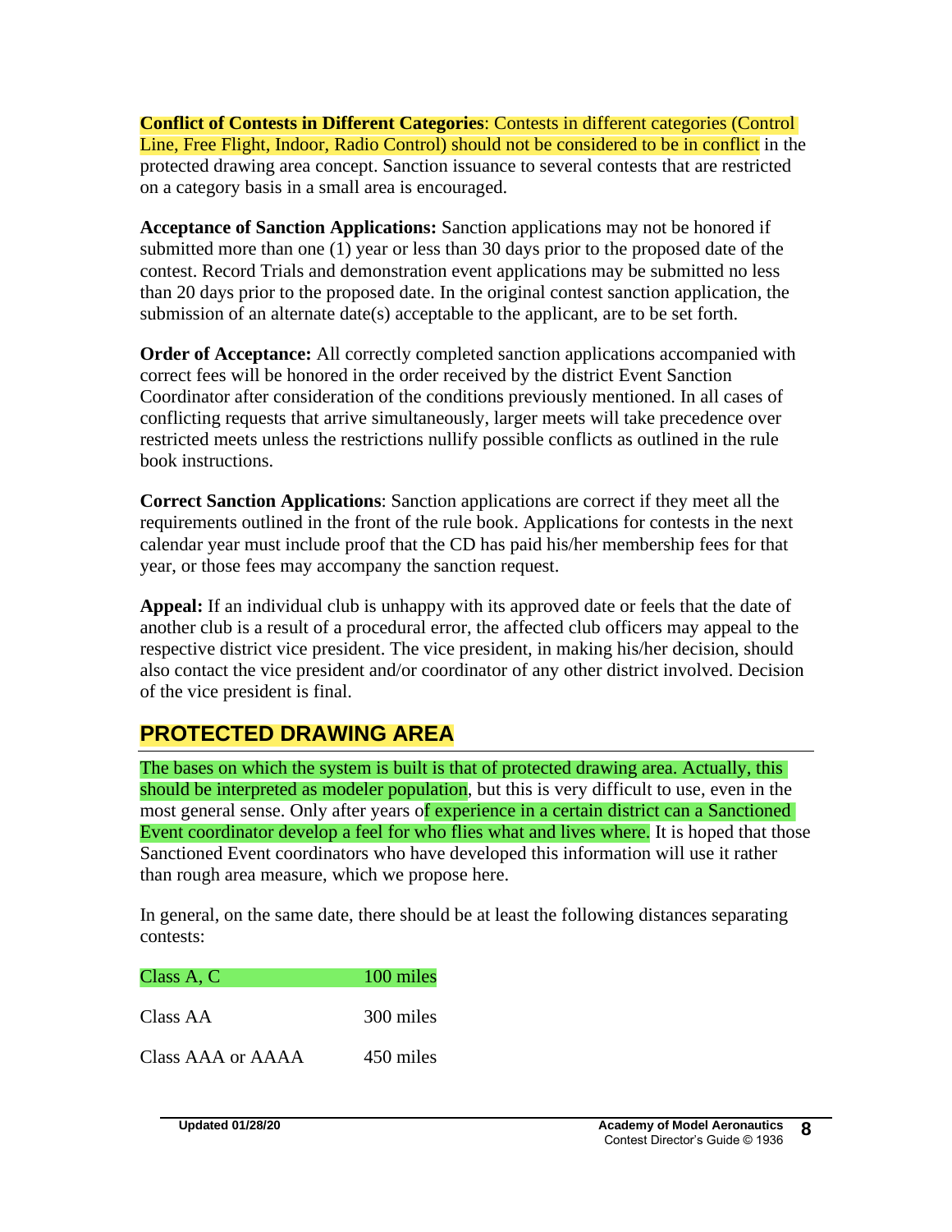**Conflict of Contests in Different Categories**: Contests in different categories (Control Line, Free Flight, Indoor, Radio Control) should not be considered to be in conflict in the protected drawing area concept. Sanction issuance to several contests that are restricted on a category basis in a small area is encouraged.

**Acceptance of Sanction Applications:** Sanction applications may not be honored if submitted more than one (1) year or less than 30 days prior to the proposed date of the contest. Record Trials and demonstration event applications may be submitted no less than 20 days prior to the proposed date. In the original contest sanction application, the submission of an alternate date(s) acceptable to the applicant, are to be set forth.

**Order of Acceptance:** All correctly completed sanction applications accompanied with correct fees will be honored in the order received by the district Event Sanction Coordinator after consideration of the conditions previously mentioned. In all cases of conflicting requests that arrive simultaneously, larger meets will take precedence over restricted meets unless the restrictions nullify possible conflicts as outlined in the rule book instructions.

**Correct Sanction Applications**: Sanction applications are correct if they meet all the requirements outlined in the front of the rule book. Applications for contests in the next calendar year must include proof that the CD has paid his/her membership fees for that year, or those fees may accompany the sanction request.

**Appeal:** If an individual club is unhappy with its approved date or feels that the date of another club is a result of a procedural error, the affected club officers may appeal to the respective district vice president. The vice president, in making his/her decision, should also contact the vice president and/or coordinator of any other district involved. Decision of the vice president is final.

## PROTECTED DRAWING AREA

The bases on which the system is built is that of protected drawing area. Actually, this should be interpreted as modeler population, but this is very difficult to use, even in the most general sense. Only after years of experience in a certain district can a Sanctioned Event coordinator develop a feel for who flies what and lives where. It is hoped that those Sanctioned Event coordinators who have developed this information will use it rather than rough area measure, which we propose here.

In general, on the same date, there should be at least the following distances separating contests:

| | |
|---|---|
| Class A, C | 100 miles |
| Class AA | 300 miles |
| Class AAA or AAAA | 450 miles |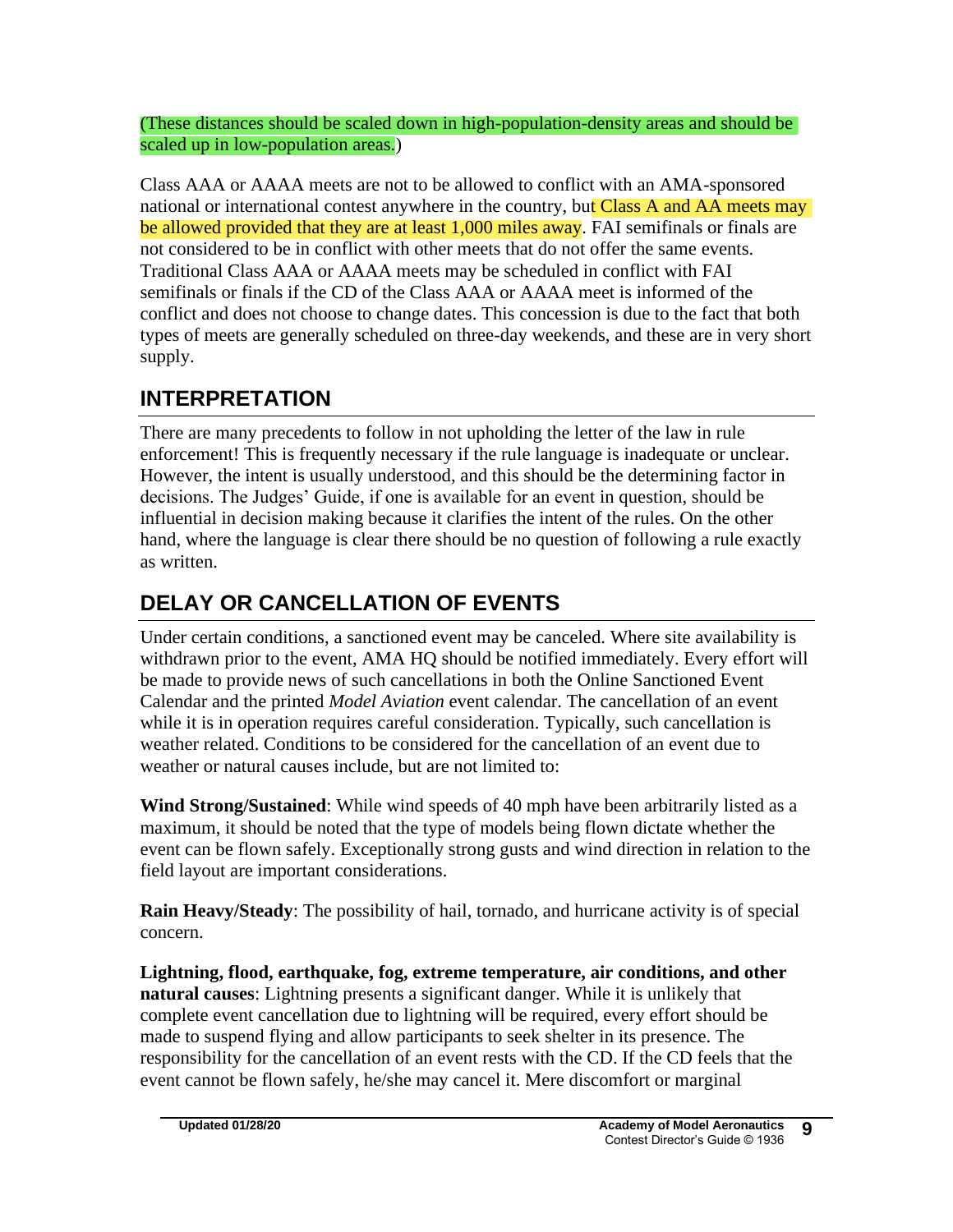(These distances should be scaled down in high-population-density areas and should be scaled up in low-population areas.)

Class AAA or AAAA meets are not to be allowed to conflict with an AMA-sponsored national or international contest anywhere in the country, but Class A and AA meets may be allowed provided that they are at least 1,000 miles away. FAI semifinals or finals are not considered to be in conflict with other meets that do not offer the same events. Traditional Class AAA or AAAA meets may be scheduled in conflict with FAI semifinals or finals if the CD of the Class AAA or AAAA meet is informed of the conflict and does not choose to change dates. This concession is due to the fact that both types of meets are generally scheduled on three-day weekends, and these are in very short supply.

## INTERPRETATION

There are many precedents to follow in not upholding the letter of the law in rule enforcement! This is frequently necessary if the rule language is inadequate or unclear. However, the intent is usually understood, and this should be the determining factor in decisions. The Judges' Guide, if one is available for an event in question, should be influential in decision making because it clarifies the intent of the rules. On the other hand, where the language is clear there should be no question of following a rule exactly as written.

## DELAY OR CANCELLATION OF EVENTS

Under certain conditions, a sanctioned event may be canceled. Where site availability is withdrawn prior to the event, AMA HQ should be notified immediately. Every effort will be made to provide news of such cancellations in both the Online Sanctioned Event Calendar and the printed *Model Aviation* event calendar. The cancellation of an event while it is in operation requires careful consideration. Typically, such cancellation is weather related. Conditions to be considered for the cancellation of an event due to weather or natural causes include, but are not limited to:

**Wind Strong/Sustained**: While wind speeds of 40 mph have been arbitrarily listed as a maximum, it should be noted that the type of models being flown dictate whether the event can be flown safely. Exceptionally strong gusts and wind direction in relation to the field layout are important considerations.

**Rain Heavy/Steady**: The possibility of hail, tornado, and hurricane activity is of special concern.

**Lightning, flood, earthquake, fog, extreme temperature, air conditions, and other natural causes**: Lightning presents a significant danger. While it is unlikely that complete event cancellation due to lightning will be required, every effort should be made to suspend flying and allow participants to seek shelter in its presence. The responsibility for the cancellation of an event rests with the CD. If the CD feels that the event cannot be flown safely, he/she may cancel it. Mere discomfort or marginal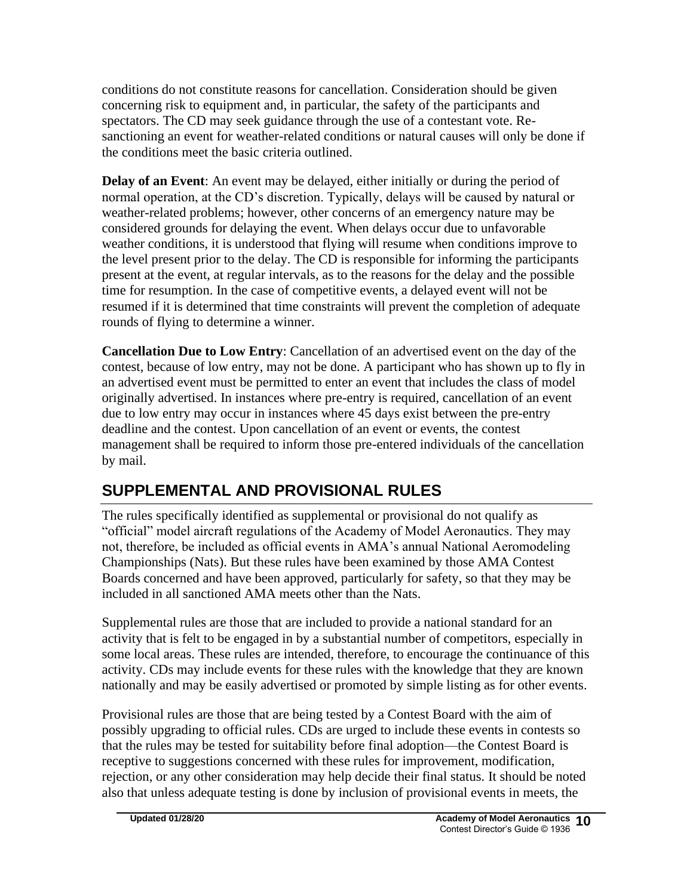conditions do not constitute reasons for cancellation. Consideration should be given concerning risk to equipment and, in particular, the safety of the participants and spectators. The CD may seek guidance through the use of a contestant vote. Re-sanctioning an event for weather-related conditions or natural causes will only be done if the conditions meet the basic criteria outlined.

**Delay of an Event**: An event may be delayed, either initially or during the period of normal operation, at the CD's discretion. Typically, delays will be caused by natural or weather-related problems; however, other concerns of an emergency nature may be considered grounds for delaying the event. When delays occur due to unfavorable weather conditions, it is understood that flying will resume when conditions improve to the level present prior to the delay. The CD is responsible for informing the participants present at the event, at regular intervals, as to the reasons for the delay and the possible time for resumption. In the case of competitive events, a delayed event will not be resumed if it is determined that time constraints will prevent the completion of adequate rounds of flying to determine a winner.

**Cancellation Due to Low Entry**: Cancellation of an advertised event on the day of the contest, because of low entry, may not be done. A participant who has shown up to fly in an advertised event must be permitted to enter an event that includes the class of model originally advertised. In instances where pre-entry is required, cancellation of an event due to low entry may occur in instances where 45 days exist between the pre-entry deadline and the contest. Upon cancellation of an event or events, the contest management shall be required to inform those pre-entered individuals of the cancellation by mail.

## SUPPLEMENTAL AND PROVISIONAL RULES

The rules specifically identified as supplemental or provisional do not qualify as "official" model aircraft regulations of the Academy of Model Aeronautics. They may not, therefore, be included as official events in AMA's annual National Aeromodeling Championships (Nats). But these rules have been examined by those AMA Contest Boards concerned and have been approved, particularly for safety, so that they may be included in all sanctioned AMA meets other than the Nats.

Supplemental rules are those that are included to provide a national standard for an activity that is felt to be engaged in by a substantial number of competitors, especially in some local areas. These rules are intended, therefore, to encourage the continuance of this activity. CDs may include events for these rules with the knowledge that they are known nationally and may be easily advertised or promoted by simple listing as for other events.

Provisional rules are those that are being tested by a Contest Board with the aim of possibly upgrading to official rules. CDs are urged to include these events in contests so that the rules may be tested for suitability before final adoption—the Contest Board is receptive to suggestions concerned with these rules for improvement, modification, rejection, or any other consideration may help decide their final status. It should be noted also that unless adequate testing is done by inclusion of provisional events in meets, the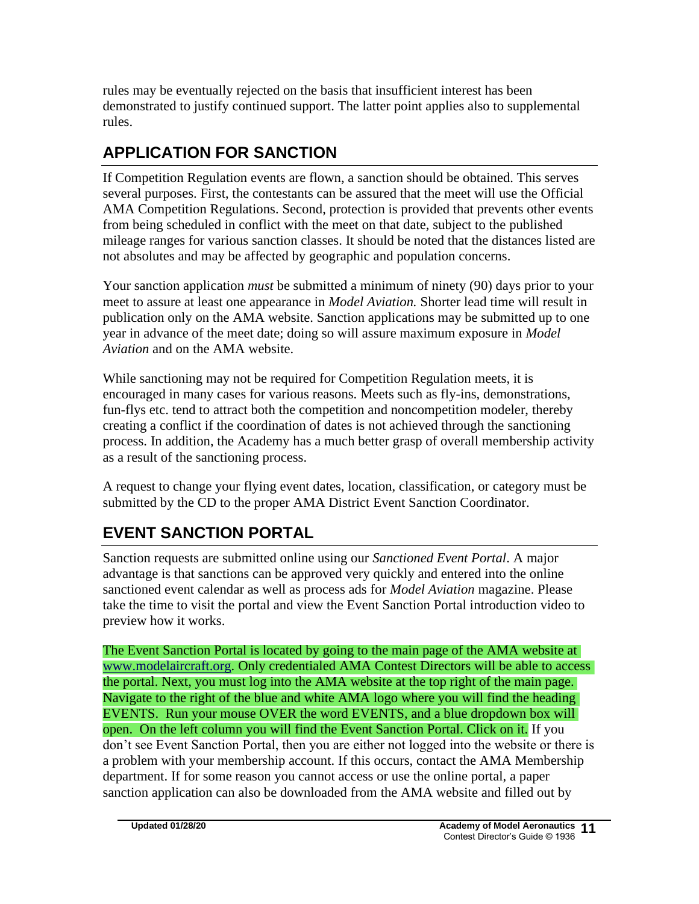rules may be eventually rejected on the basis that insufficient interest has been demonstrated to justify continued support. The latter point applies also to supplemental rules.

## APPLICATION FOR SANCTION

If Competition Regulation events are flown, a sanction should be obtained. This serves several purposes. First, the contestants can be assured that the meet will use the Official AMA Competition Regulations. Second, protection is provided that prevents other events from being scheduled in conflict with the meet on that date, subject to the published mileage ranges for various sanction classes. It should be noted that the distances listed are not absolutes and may be affected by geographic and population concerns.

Your sanction application *must* be submitted a minimum of ninety (90) days prior to your meet to assure at least one appearance in *Model Aviation.* Shorter lead time will result in publication only on the AMA website. Sanction applications may be submitted up to one year in advance of the meet date; doing so will assure maximum exposure in *Model Aviation* and on the AMA website.

While sanctioning may not be required for Competition Regulation meets, it is encouraged in many cases for various reasons. Meets such as fly-ins, demonstrations, fun-flys etc. tend to attract both the competition and noncompetition modeler, thereby creating a conflict if the coordination of dates is not achieved through the sanctioning process. In addition, the Academy has a much better grasp of overall membership activity as a result of the sanctioning process.

A request to change your flying event dates, location, classification, or category must be submitted by the CD to the proper AMA District Event Sanction Coordinator.

## EVENT SANCTION PORTAL

Sanction requests are submitted online using our *Sanctioned Event Portal*. A major advantage is that sanctions can be approved very quickly and entered into the online sanctioned event calendar as well as process ads for *Model Aviation* magazine. Please take the time to visit the portal and view the Event Sanction Portal introduction video to preview how it works.

The Event Sanction Portal is located by going to the main page of the AMA website at www.modelaircraft.org. Only credentialed AMA Contest Directors will be able to access the portal. Next, you must log into the AMA website at the top right of the main page. Navigate to the right of the blue and white AMA logo where you will find the heading EVENTS. Run your mouse OVER the word EVENTS, and a blue dropdown box will open. On the left column you will find the Event Sanction Portal. Click on it. If you don't see Event Sanction Portal, then you are either not logged into the website or there is a problem with your membership account. If this occurs, contact the AMA Membership department. If for some reason you cannot access or use the online portal, a paper sanction application can also be downloaded from the AMA website and filled out by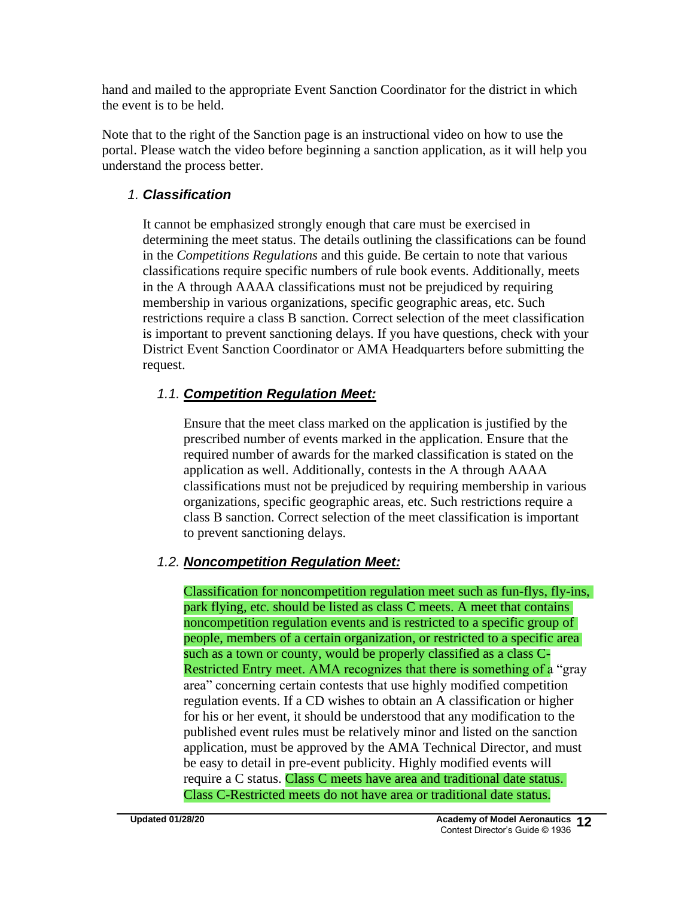hand and mailed to the appropriate Event Sanction Coordinator for the district in which the event is to be held.

Note that to the right of the Sanction page is an instructional video on how to use the portal. Please watch the video before beginning a sanction application, as it will help you understand the process better.

### 1. *Classification*

It cannot be emphasized strongly enough that care must be exercised in determining the meet status. The details outlining the classifications can be found in the *Competitions Regulations* and this guide. Be certain to note that various classifications require specific numbers of rule book events. Additionally, meets in the A through AAAA classifications must not be prejudiced by requiring membership in various organizations, specific geographic areas, etc. Such restrictions require a class B sanction. Correct selection of the meet classification is important to prevent sanctioning delays. If you have questions, check with your District Event Sanction Coordinator or AMA Headquarters before submitting the request.

#### 1.1. ***Competition Regulation Meet:***

Ensure that the meet class marked on the application is justified by the prescribed number of events marked in the application. Ensure that the required number of awards for the marked classification is stated on the application as well. Additionally, contests in the A through AAAA classifications must not be prejudiced by requiring membership in various organizations, specific geographic areas, etc. Such restrictions require a class B sanction. Correct selection of the meet classification is important to prevent sanctioning delays.

#### 1.2. ***Noncompetition Regulation Meet:***

Classification for noncompetition regulation meet such as fun-flys, fly-ins, park flying, etc. should be listed as class C meets. A meet that contains noncompetition regulation events and is restricted to a specific group of people, members of a certain organization, or restricted to a specific area such as a town or county, would be properly classified as a class C-Restricted Entry meet. AMA recognizes that there is something of a "gray area" concerning certain contests that use highly modified competition regulation events. If a CD wishes to obtain an A classification or higher for his or her event, it should be understood that any modification to the published event rules must be relatively minor and listed on the sanction application, must be approved by the AMA Technical Director, and must be easy to detail in pre-event publicity. Highly modified events will require a C status. Class C meets have area and traditional date status. Class C-Restricted meets do not have area or traditional date status.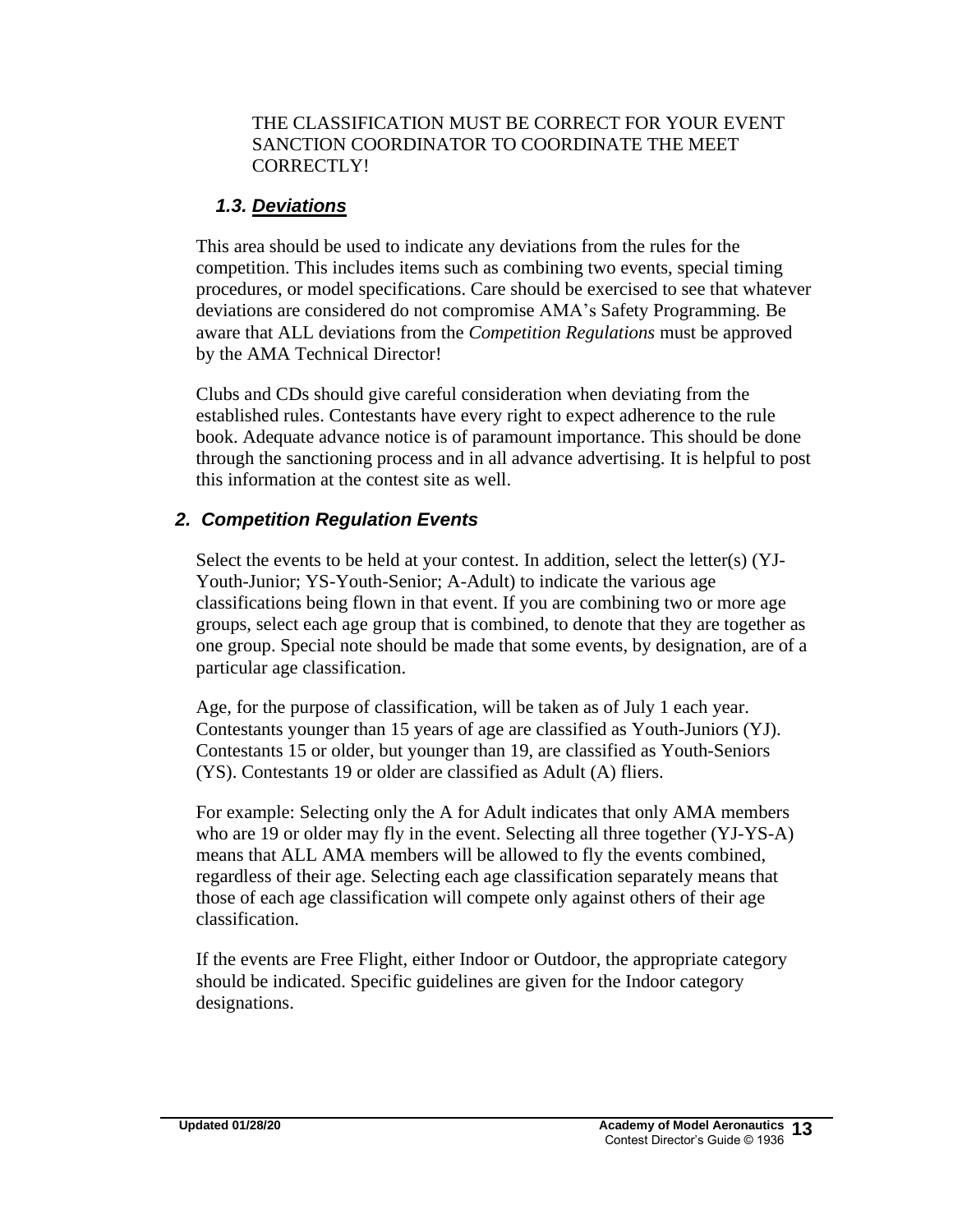THE CLASSIFICATION MUST BE CORRECT FOR YOUR EVENT SANCTION COORDINATOR TO COORDINATE THE MEET CORRECTLY!

### *1.3. Deviations*

This area should be used to indicate any deviations from the rules for the competition. This includes items such as combining two events, special timing procedures, or model specifications. Care should be exercised to see that whatever deviations are considered do not compromise AMA's Safety Programming. Be aware that ALL deviations from the *Competition Regulations* must be approved by the AMA Technical Director!

Clubs and CDs should give careful consideration when deviating from the established rules. Contestants have every right to expect adherence to the rule book. Adequate advance notice is of paramount importance. This should be done through the sanctioning process and in all advance advertising. It is helpful to post this information at the contest site as well.

## *2. Competition Regulation Events*

Select the events to be held at your contest. In addition, select the letter(s) (YJ-Youth-Junior; YS-Youth-Senior; A-Adult) to indicate the various age classifications being flown in that event. If you are combining two or more age groups, select each age group that is combined, to denote that they are together as one group. Special note should be made that some events, by designation, are of a particular age classification.

Age, for the purpose of classification, will be taken as of July 1 each year. Contestants younger than 15 years of age are classified as Youth-Juniors (YJ). Contestants 15 or older, but younger than 19, are classified as Youth-Seniors (YS). Contestants 19 or older are classified as Adult (A) fliers.

For example: Selecting only the A for Adult indicates that only AMA members who are 19 or older may fly in the event. Selecting all three together (YJ-YS-A) means that ALL AMA members will be allowed to fly the events combined, regardless of their age. Selecting each age classification separately means that those of each age classification will compete only against others of their age classification.

If the events are Free Flight, either Indoor or Outdoor, the appropriate category should be indicated. Specific guidelines are given for the Indoor category designations.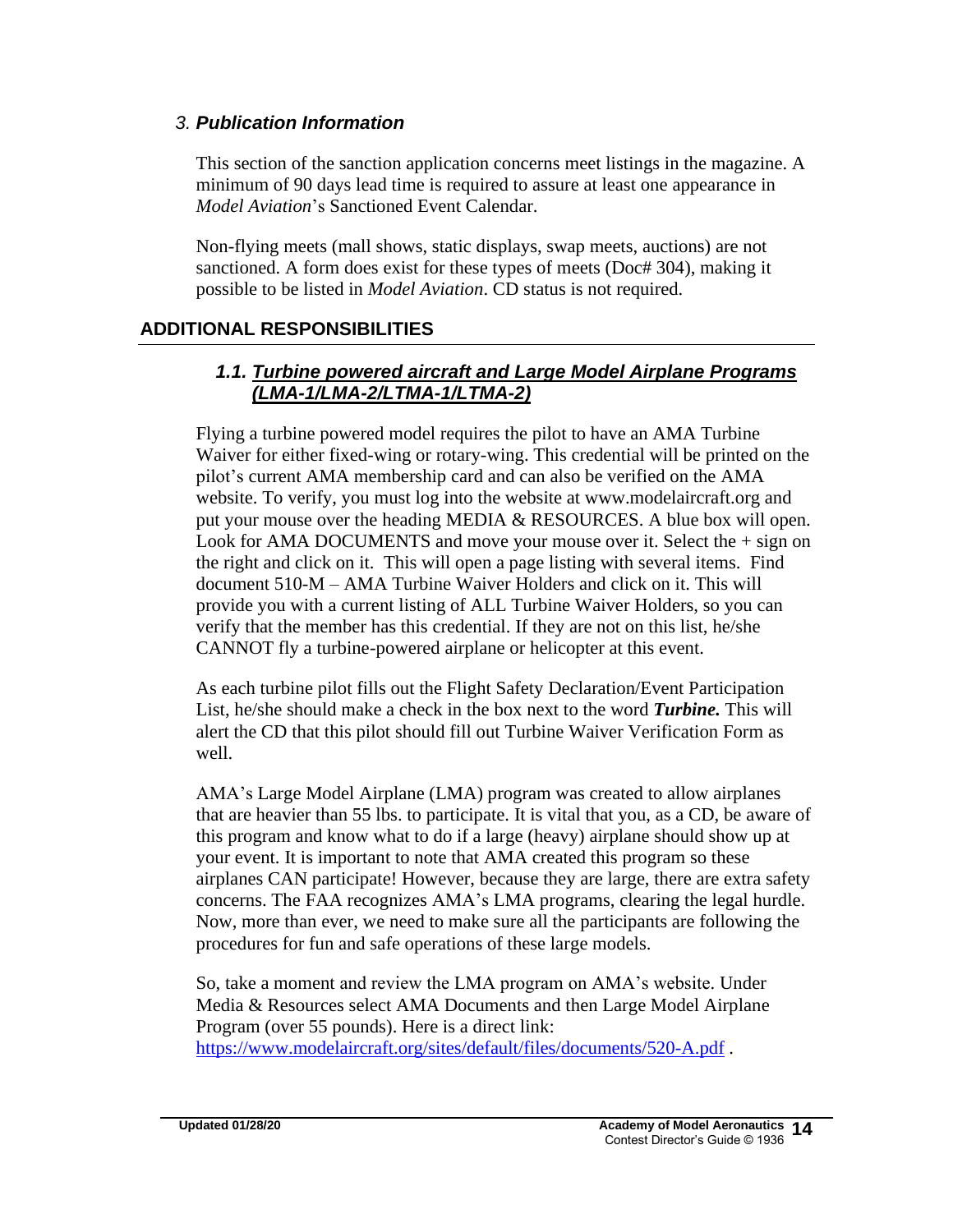### *3. Publication Information*

This section of the sanction application concerns meet listings in the magazine. A minimum of 90 days lead time is required to assure at least one appearance in *Model Aviation*'s Sanctioned Event Calendar.

Non-flying meets (mall shows, static displays, swap meets, auctions) are not sanctioned. A form does exist for these types of meets (Doc# 304), making it possible to be listed in *Model Aviation*. CD status is not required.

## ADDITIONAL RESPONSIBILITIES

### *1.1. Turbine powered aircraft and Large Model Airplane Programs (LMA-1/LMA-2/LTMA-1/LTMA-2)*

Flying a turbine powered model requires the pilot to have an AMA Turbine Waiver for either fixed-wing or rotary-wing. This credential will be printed on the pilot's current AMA membership card and can also be verified on the AMA website. To verify, you must log into the website at www.modelaircraft.org and put your mouse over the heading MEDIA & RESOURCES. A blue box will open. Look for AMA DOCUMENTS and move your mouse over it. Select the + sign on the right and click on it. This will open a page listing with several items. Find document 510-M – AMA Turbine Waiver Holders and click on it. This will provide you with a current listing of ALL Turbine Waiver Holders, so you can verify that the member has this credential. If they are not on this list, he/she CANNOT fly a turbine-powered airplane or helicopter at this event.

As each turbine pilot fills out the Flight Safety Declaration/Event Participation List, he/she should make a check in the box next to the word ***Turbine.*** This will alert the CD that this pilot should fill out Turbine Waiver Verification Form as well.

AMA's Large Model Airplane (LMA) program was created to allow airplanes that are heavier than 55 lbs. to participate. It is vital that you, as a CD, be aware of this program and know what to do if a large (heavy) airplane should show up at your event. It is important to note that AMA created this program so these airplanes CAN participate! However, because they are large, there are extra safety concerns. The FAA recognizes AMA's LMA programs, clearing the legal hurdle. Now, more than ever, we need to make sure all the participants are following the procedures for fun and safe operations of these large models.

So, take a moment and review the LMA program on AMA's website. Under Media & Resources select AMA Documents and then Large Model Airplane Program (over 55 pounds). Here is a direct link: https://www.modelaircraft.org/sites/default/files/documents/520-A.pdf .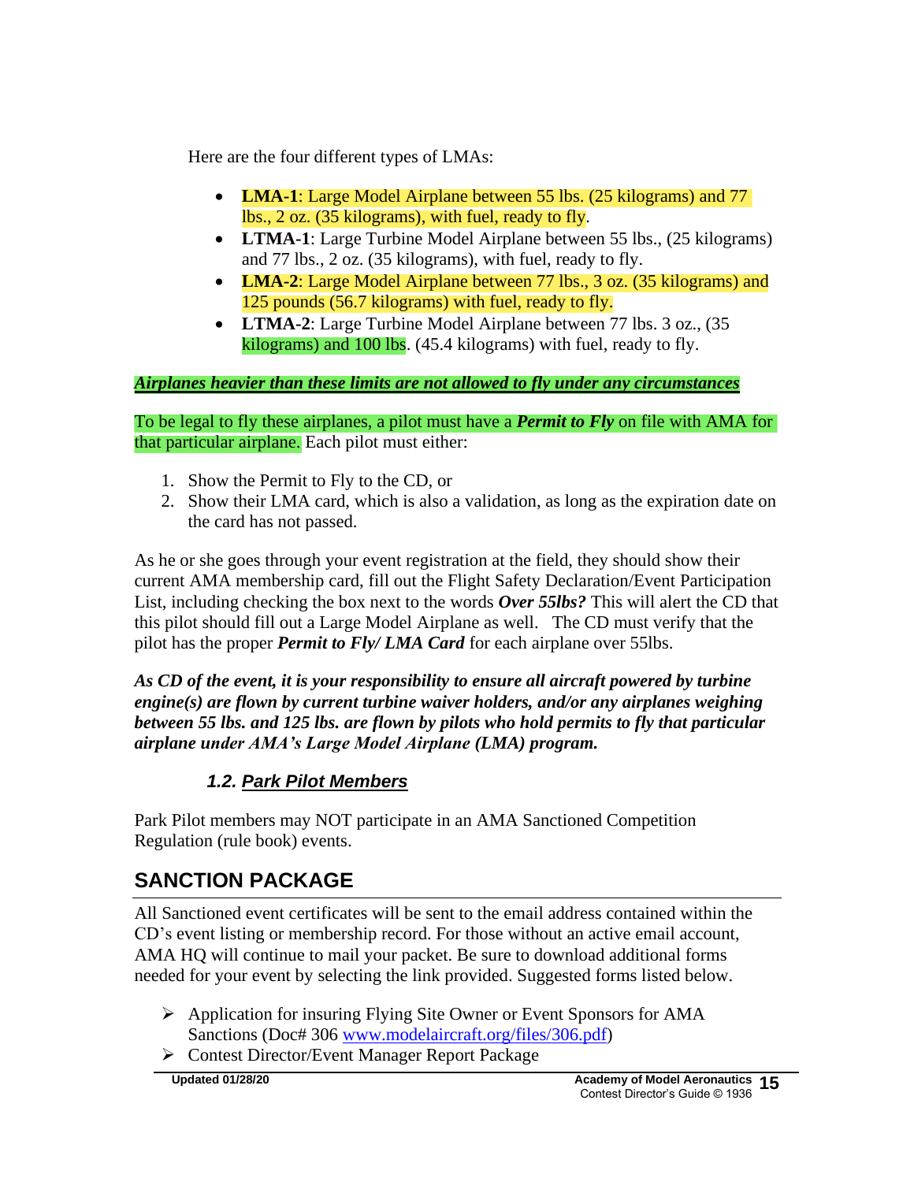Here are the four different types of LMAs:

- **LMA-1**: Large Model Airplane between 55 lbs. (25 kilograms) and 77 lbs., 2 oz. (35 kilograms), with fuel, ready to fly.
- **LTMA-1**: Large Turbine Model Airplane between 55 lbs., (25 kilograms) and 77 lbs., 2 oz. (35 kilograms), with fuel, ready to fly.
- **LMA-2**: Large Model Airplane between 77 lbs., 3 oz. (35 kilograms) and 125 pounds (56.7 kilograms) with fuel, ready to fly.
- **LTMA-2**: Large Turbine Model Airplane between 77 lbs. 3 oz., (35 kilograms) and 100 lbs. (45.4 kilograms) with fuel, ready to fly.

***Airplanes heavier than these limits are not allowed to fly under any circumstances***

To be legal to fly these airplanes, a pilot must have a ***Permit to Fly*** on file with AMA for that particular airplane. Each pilot must either:

1. Show the Permit to Fly to the CD, or
2. Show their LMA card, which is also a validation, as long as the expiration date on the card has not passed.

As he or she goes through your event registration at the field, they should show their current AMA membership card, fill out the Flight Safety Declaration/Event Participation List, including checking the box next to the words ***Over 55lbs?*** This will alert the CD that this pilot should fill out a Large Model Airplane as well. The CD must verify that the pilot has the proper ***Permit to Fly/ LMA Card*** for each airplane over 55lbs.

***As CD of the event, it is your responsibility to ensure all aircraft powered by turbine engine(s) are flown by current turbine waiver holders, and/or any airplanes weighing between 55 lbs. and 125 lbs. are flown by pilots who hold permits to fly that particular airplane under AMA's Large Model Airplane (LMA) program.***

### *1.2. Park Pilot Members*

Park Pilot members may NOT participate in an AMA Sanctioned Competition Regulation (rule book) events.

## SANCTION PACKAGE

All Sanctioned event certificates will be sent to the email address contained within the CD's event listing or membership record. For those without an active email account, AMA HQ will continue to mail your packet. Be sure to download additional forms needed for your event by selecting the link provided. Suggested forms listed below.

- Application for insuring Flying Site Owner or Event Sponsors for AMA Sanctions (Doc# 306 www.modelaircraft.org/files/306.pdf)
- Contest Director/Event Manager Report Package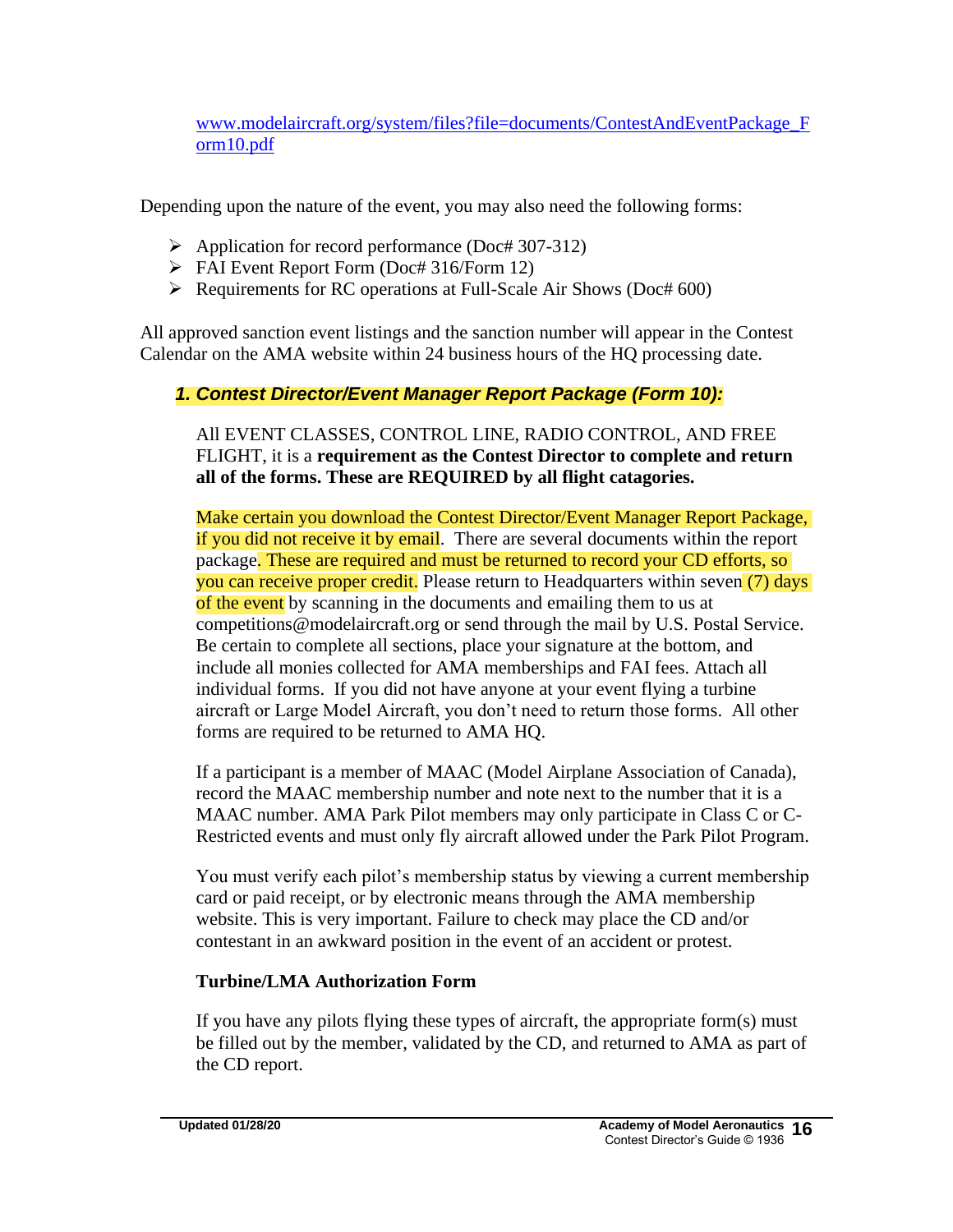[www.modelaircraft.org/system/files?file=documents/ContestAndEventPackage_Form10.pdf](www.modelaircraft.org/system/files?file=documents/ContestAndEventPackage_Form10.pdf)

Depending upon the nature of the event, you may also need the following forms:

- Application for record performance (Doc# 307-312)
- FAI Event Report Form (Doc# 316/Form 12)
- Requirements for RC operations at Full-Scale Air Shows (Doc# 600)

All approved sanction event listings and the sanction number will appear in the Contest Calendar on the AMA website within 24 business hours of the HQ processing date.

### *1. Contest Director/Event Manager Report Package (Form 10):*

All EVENT CLASSES, CONTROL LINE, RADIO CONTROL, AND FREE FLIGHT, it is a **requirement as the Contest Director to complete and return all of the forms. These are REQUIRED by all flight catagories.**

Make certain you download the Contest Director/Event Manager Report Package, if you did not receive it by email. There are several documents within the report package. These are required and must be returned to record your CD efforts, so you can receive proper credit. Please return to Headquarters within seven (7) days of the event by scanning in the documents and emailing them to us at competitions@modelaircraft.org or send through the mail by U.S. Postal Service. Be certain to complete all sections, place your signature at the bottom, and include all monies collected for AMA memberships and FAI fees. Attach all individual forms. If you did not have anyone at your event flying a turbine aircraft or Large Model Aircraft, you don't need to return those forms. All other forms are required to be returned to AMA HQ.

If a participant is a member of MAAC (Model Airplane Association of Canada), record the MAAC membership number and note next to the number that it is a MAAC number. AMA Park Pilot members may only participate in Class C or C-Restricted events and must only fly aircraft allowed under the Park Pilot Program.

You must verify each pilot's membership status by viewing a current membership card or paid receipt, or by electronic means through the AMA membership website. This is very important. Failure to check may place the CD and/or contestant in an awkward position in the event of an accident or protest.

**Turbine/LMA Authorization Form**

If you have any pilots flying these types of aircraft, the appropriate form(s) must be filled out by the member, validated by the CD, and returned to AMA as part of the CD report.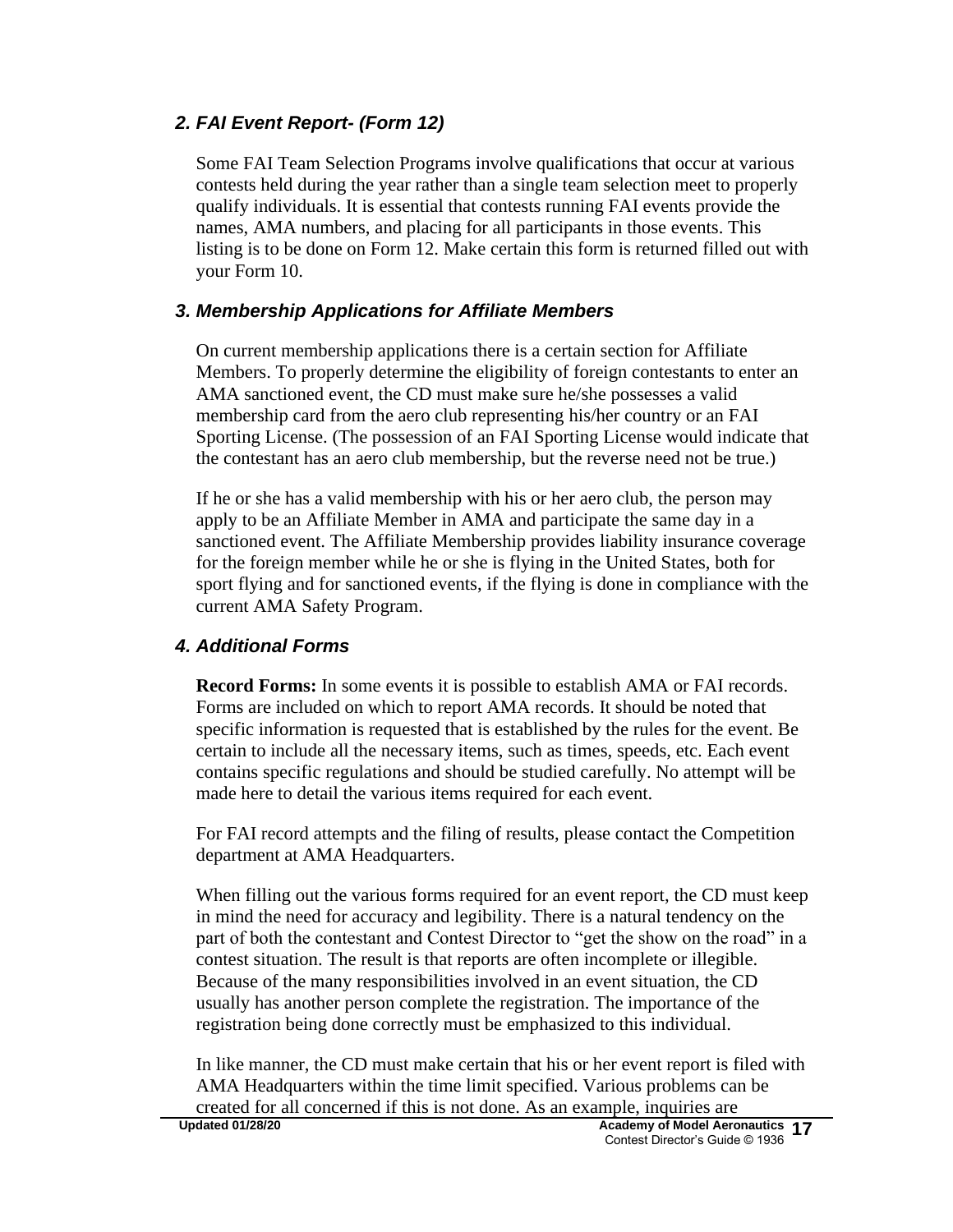### *2. FAI Event Report- (Form 12)*

Some FAI Team Selection Programs involve qualifications that occur at various contests held during the year rather than a single team selection meet to properly qualify individuals. It is essential that contests running FAI events provide the names, AMA numbers, and placing for all participants in those events. This listing is to be done on Form 12. Make certain this form is returned filled out with your Form 10.

### *3. Membership Applications for Affiliate Members*

On current membership applications there is a certain section for Affiliate Members. To properly determine the eligibility of foreign contestants to enter an AMA sanctioned event, the CD must make sure he/she possesses a valid membership card from the aero club representing his/her country or an FAI Sporting License. (The possession of an FAI Sporting License would indicate that the contestant has an aero club membership, but the reverse need not be true.)

If he or she has a valid membership with his or her aero club, the person may apply to be an Affiliate Member in AMA and participate the same day in a sanctioned event. The Affiliate Membership provides liability insurance coverage for the foreign member while he or she is flying in the United States, both for sport flying and for sanctioned events, if the flying is done in compliance with the current AMA Safety Program.

### *4. Additional Forms*

**Record Forms:** In some events it is possible to establish AMA or FAI records. Forms are included on which to report AMA records. It should be noted that specific information is requested that is established by the rules for the event. Be certain to include all the necessary items, such as times, speeds, etc. Each event contains specific regulations and should be studied carefully. No attempt will be made here to detail the various items required for each event.

For FAI record attempts and the filing of results, please contact the Competition department at AMA Headquarters.

When filling out the various forms required for an event report, the CD must keep in mind the need for accuracy and legibility. There is a natural tendency on the part of both the contestant and Contest Director to "get the show on the road" in a contest situation. The result is that reports are often incomplete or illegible. Because of the many responsibilities involved in an event situation, the CD usually has another person complete the registration. The importance of the registration being done correctly must be emphasized to this individual.

In like manner, the CD must make certain that his or her event report is filed with AMA Headquarters within the time limit specified. Various problems can be created for all concerned if this is not done. As an example, inquiries are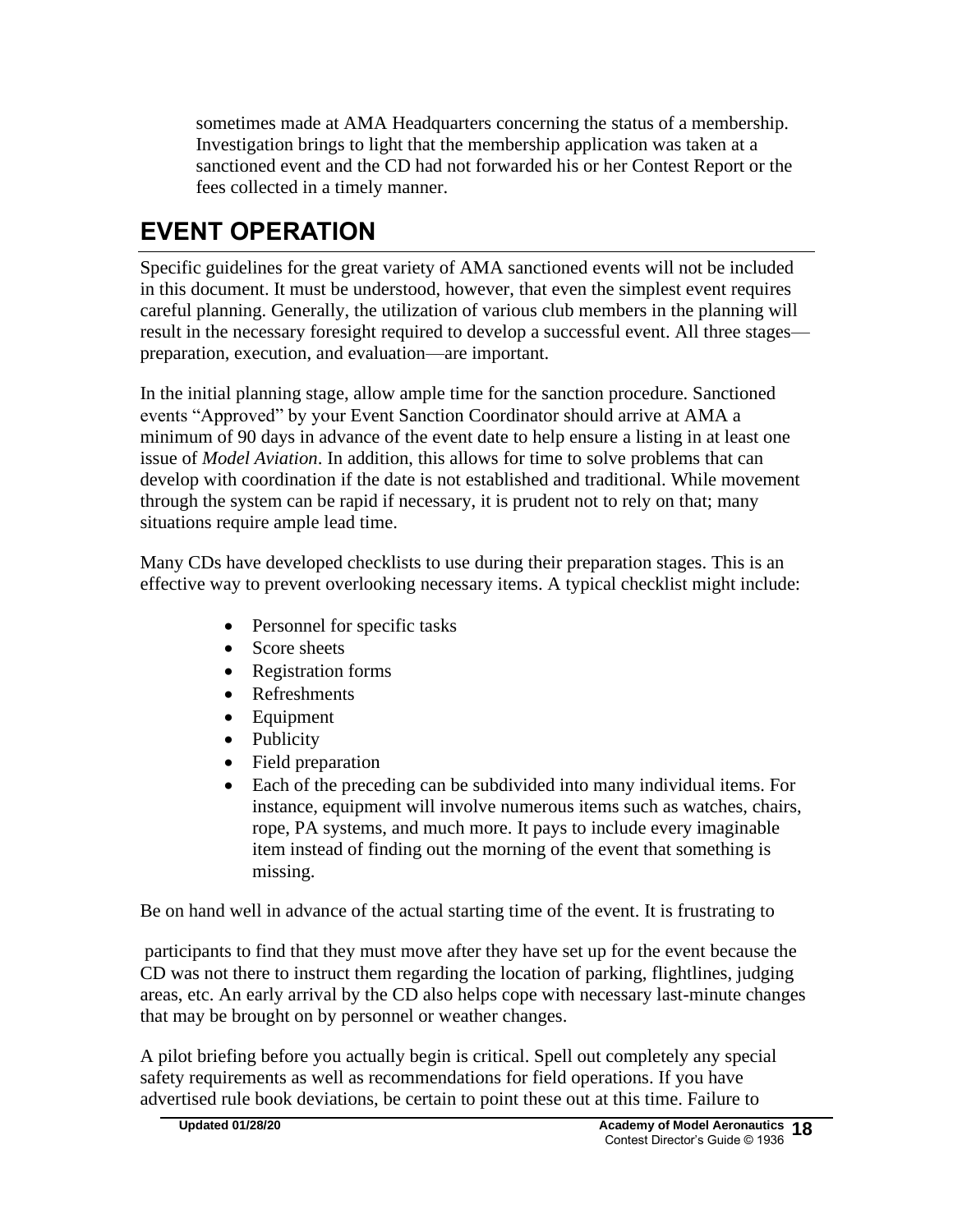sometimes made at AMA Headquarters concerning the status of a membership. Investigation brings to light that the membership application was taken at a sanctioned event and the CD had not forwarded his or her Contest Report or the fees collected in a timely manner.

## EVENT OPERATION

Specific guidelines for the great variety of AMA sanctioned events will not be included in this document. It must be understood, however, that even the simplest event requires careful planning. Generally, the utilization of various club members in the planning will result in the necessary foresight required to develop a successful event. All three stages—preparation, execution, and evaluation—are important.

In the initial planning stage, allow ample time for the sanction procedure. Sanctioned events "Approved" by your Event Sanction Coordinator should arrive at AMA a minimum of 90 days in advance of the event date to help ensure a listing in at least one issue of *Model Aviation*. In addition, this allows for time to solve problems that can develop with coordination if the date is not established and traditional. While movement through the system can be rapid if necessary, it is prudent not to rely on that; many situations require ample lead time.

Many CDs have developed checklists to use during their preparation stages. This is an effective way to prevent overlooking necessary items. A typical checklist might include:

- Personnel for specific tasks
- Score sheets
- Registration forms
- Refreshments
- Equipment
- Publicity
- Field preparation
- Each of the preceding can be subdivided into many individual items. For instance, equipment will involve numerous items such as watches, chairs, rope, PA systems, and much more. It pays to include every imaginable item instead of finding out the morning of the event that something is missing.

Be on hand well in advance of the actual starting time of the event. It is frustrating to participants to find that they must move after they have set up for the event because the CD was not there to instruct them regarding the location of parking, flightlines, judging areas, etc. An early arrival by the CD also helps cope with necessary last-minute changes that may be brought on by personnel or weather changes.

A pilot briefing before you actually begin is critical. Spell out completely any special safety requirements as well as recommendations for field operations. If you have advertised rule book deviations, be certain to point these out at this time. Failure to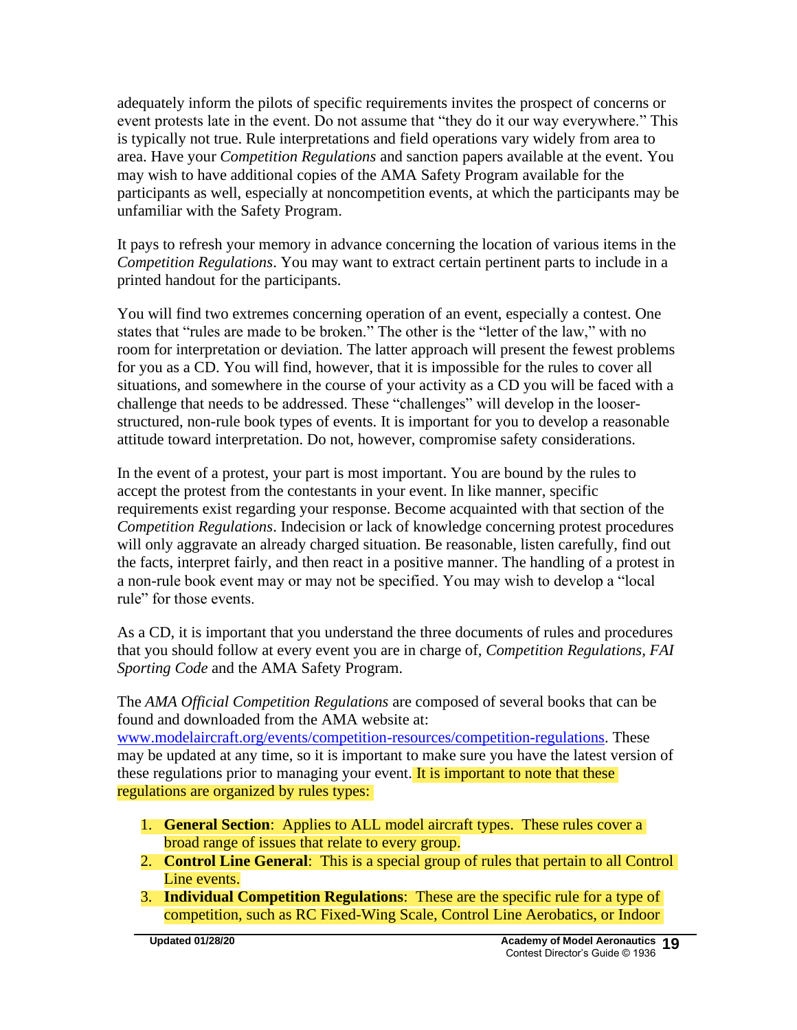adequately inform the pilots of specific requirements invites the prospect of concerns or event protests late in the event. Do not assume that “they do it our way everywhere.” This is typically not true. Rule interpretations and field operations vary widely from area to area. Have your *Competition Regulations* and sanction papers available at the event. You may wish to have additional copies of the AMA Safety Program available for the participants as well, especially at noncompetition events, at which the participants may be unfamiliar with the Safety Program.

It pays to refresh your memory in advance concerning the location of various items in the *Competition Regulations*. You may want to extract certain pertinent parts to include in a printed handout for the participants.

You will find two extremes concerning operation of an event, especially a contest. One states that “rules are made to be broken.” The other is the “letter of the law,” with no room for interpretation or deviation. The latter approach will present the fewest problems for you as a CD. You will find, however, that it is impossible for the rules to cover all situations, and somewhere in the course of your activity as a CD you will be faced with a challenge that needs to be addressed. These “challenges” will develop in the looser-structured, non-rule book types of events. It is important for you to develop a reasonable attitude toward interpretation. Do not, however, compromise safety considerations.

In the event of a protest, your part is most important. You are bound by the rules to accept the protest from the contestants in your event. In like manner, specific requirements exist regarding your response. Become acquainted with that section of the *Competition Regulations*. Indecision or lack of knowledge concerning protest procedures will only aggravate an already charged situation. Be reasonable, listen carefully, find out the facts, interpret fairly, and then react in a positive manner. The handling of a protest in a non-rule book event may or may not be specified. You may wish to develop a “local rule” for those events.

As a CD, it is important that you understand the three documents of rules and procedures that you should follow at every event you are in charge of, *Competition Regulations, FAI Sporting Code* and the AMA Safety Program.

The *AMA Official Competition Regulations* are composed of several books that can be found and downloaded from the AMA website at: [www.modelaircraft.org/events/competition-resources/competition-regulations](www.modelaircraft.org/events/competition-resources/competition-regulations). These may be updated at any time, so it is important to make sure you have the latest version of these regulations prior to managing your event. It is important to note that these regulations are organized by rules types:

1. **General Section**: Applies to ALL model aircraft types. These rules cover a broad range of issues that relate to every group.
2. **Control Line General**: This is a special group of rules that pertain to all Control Line events.
3. **Individual Competition Regulations**: These are the specific rule for a type of competition, such as RC Fixed-Wing Scale, Control Line Aerobatics, or Indoor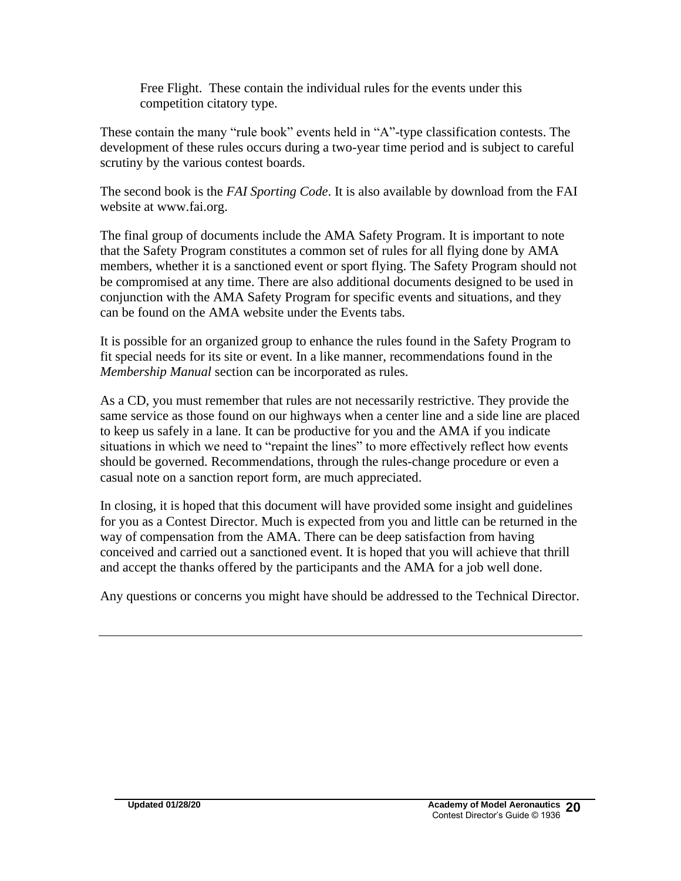Free Flight. These contain the individual rules for the events under this competition citatory type.

These contain the many "rule book" events held in "A"-type classification contests. The development of these rules occurs during a two-year time period and is subject to careful scrutiny by the various contest boards.

The second book is the *FAI Sporting Code*. It is also available by download from the FAI website at www.fai.org.

The final group of documents include the AMA Safety Program. It is important to note that the Safety Program constitutes a common set of rules for all flying done by AMA members, whether it is a sanctioned event or sport flying. The Safety Program should not be compromised at any time. There are also additional documents designed to be used in conjunction with the AMA Safety Program for specific events and situations, and they can be found on the AMA website under the Events tabs.

It is possible for an organized group to enhance the rules found in the Safety Program to fit special needs for its site or event. In a like manner, recommendations found in the *Membership Manual* section can be incorporated as rules.

As a CD, you must remember that rules are not necessarily restrictive. They provide the same service as those found on our highways when a center line and a side line are placed to keep us safely in a lane. It can be productive for you and the AMA if you indicate situations in which we need to "repaint the lines" to more effectively reflect how events should be governed. Recommendations, through the rules-change procedure or even a casual note on a sanction report form, are much appreciated.

In closing, it is hoped that this document will have provided some insight and guidelines for you as a Contest Director. Much is expected from you and little can be returned in the way of compensation from the AMA. There can be deep satisfaction from having conceived and carried out a sanctioned event. It is hoped that you will achieve that thrill and accept the thanks offered by the participants and the AMA for a job well done.

Any questions or concerns you might have should be addressed to the Technical Director.

---